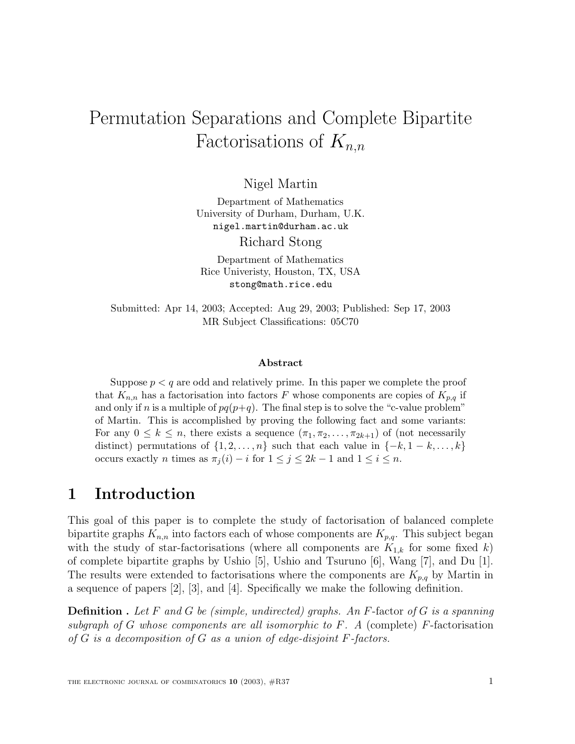# Permutation Separations and Complete Bipartite Factorisations of $K_{n,n}$

Nigel Martin

Department of Mathematics
University of Durham, Durham, U.K.
nigel.martin@durham.ac.uk

Richard Stong

Department of Mathematics
Rice Univeristy, Houston, TX, USA
stong@math.rice.edu

Submitted: Apr 14, 2003; Accepted: Aug 29, 2003; Published: Sep 17, 2003
MR Subject Classifications: 05C70

### Abstract

Suppose $p < q$ are odd and relatively prime. In this paper we complete the proof that $K_{n,n}$ has a factorisation into factors $F$ whose components are copies of $K_{p,q}$ if and only if $n$ is a multiple of $pq(p+q)$. The final step is to solve the "c-value problem" of Martin. This is accomplished by proving the following fact and some variants: For any $0 \le k \le n$, there exists a sequence $(\pi_1, \pi_2, \ldots, \pi_{2k+1})$ of (not necessarily distinct) permutations of $\{1, 2, \ldots, n\}$ such that each value in $\{-k, 1-k, \ldots, k\}$ occurs exactly $n$ times as $\pi_j(i) - i$ for $1 \le j \le 2k-1$ and $1 \le i \le n$.

## 1 Introduction

This goal of this paper is to complete the study of factorisation of balanced complete bipartite graphs $K_{n,n}$ into factors each of whose components are $K_{p,q}$. This subject began with the study of star-factorisations (where all components are $K_{1,k}$ for some fixed $k$) of complete bipartite graphs by Ushio [5], Ushio and Tsuruno [6], Wang [7], and Du [1]. The results were extended to factorisations where the components are $K_{p,q}$ by Martin in a sequence of papers [2], [3], and [4]. Specifically we make the following definition.

**Definition .** *Let $F$ and $G$ be (simple, undirected) graphs. An* $F$-factor *of $G$ is a spanning subgraph of $G$ whose components are all isomorphic to $F$. A* (complete) $F$-factorisation *of $G$ is a decomposition of $G$ as a union of edge-disjoint $F$-factors.*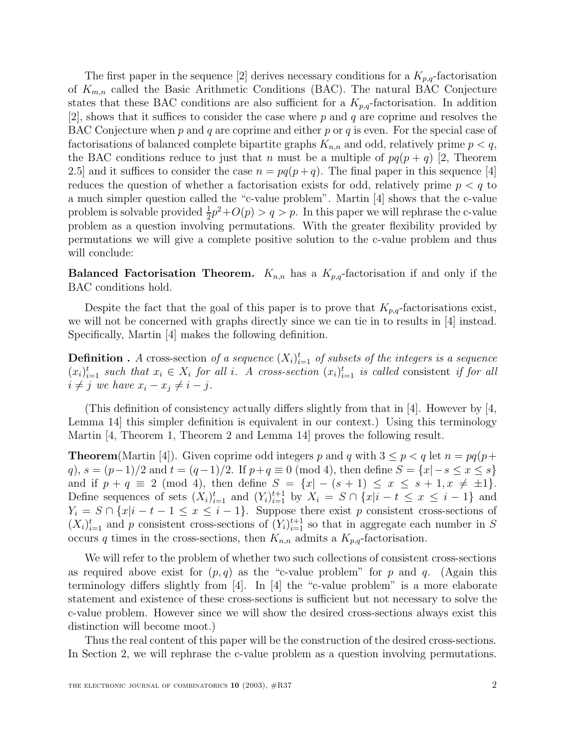The first paper in the sequence [2] derives necessary conditions for a $K_{p,q}$-factorisation of $K_{m,n}$ called the Basic Arithmetic Conditions (BAC). The natural BAC Conjecture states that these BAC conditions are also sufficient for a $K_{p,q}$-factorisation. In addition [2], shows that it suffices to consider the case where $p$ and $q$ are coprime and resolves the BAC Conjecture when $p$ and $q$ are coprime and either $p$ or $q$ is even. For the special case of factorisations of balanced complete bipartite graphs $K_{n,n}$ and odd, relatively prime $p < q$, the BAC conditions reduce to just that $n$ must be a multiple of $pq(p+q)$ [2, Theorem 2.5] and it suffices to consider the case $n = pq(p+q)$. The final paper in this sequence [4] reduces the question of whether a factorisation exists for odd, relatively prime $p < q$ to a much simpler question called the "c-value problem". Martin [4] shows that the c-value problem is solvable provided $\frac{1}{2}p^2 + O(p) > q > p$. In this paper we will rephrase the c-value problem as a question involving permutations. With the greater flexibility provided by permutations we will give a complete positive solution to the c-value problem and thus will conclude:

**Balanced Factorisation Theorem.** $K_{n,n}$ has a $K_{p,q}$-factorisation if and only if the BAC conditions hold.

Despite the fact that the goal of this paper is to prove that $K_{p,q}$-factorisations exist, we will not be concerned with graphs directly since we can tie in to results in [4] instead. Specifically, Martin [4] makes the following definition.

**Definition .** *A* cross-section *of a sequence $(X_i)_{i=1}^t$ of subsets of the integers is a sequence $(x_i)_{i=1}^t$ such that $x_i \in X_i$ for all $i$. A cross-section $(x_i)_{i=1}^t$ is called* consistent *if for all $i \neq j$ we have $x_i - x_j \neq i - j$.*

(This definition of consistency actually differs slightly from that in [4]. However by [4, Lemma 14] this simpler definition is equivalent in our context.) Using this terminology Martin [4, Theorem 1, Theorem 2 and Lemma 14] proves the following result.

**Theorem**(Martin [4]). Given coprime odd integers $p$ and $q$ with $3 \leq p < q$ let $n = pq(p+q)$, $s = (p-1)/2$ and $t = (q-1)/2$. If $p+q \equiv 0 \pmod 4$, then define $S = \{x| -s \leq x \leq s\}$ and if $p+q \equiv 2 \pmod 4$, then define $S = \{x| -(s+1) \leq x \leq s+1, x \neq \pm 1\}$. Define sequences of sets $(X_i)_{i=1}^t$ and $(Y_i)_{i=1}^{t+1}$ by $X_i = S \cap \{x|i-t \leq x \leq i-1\}$ and $Y_i = S \cap \{x|i-t-1 \leq x \leq i-1\}$. Suppose there exist $p$ consistent cross-sections of $(X_i)_{i=1}^t$ and $p$ consistent cross-sections of $(Y_i)_{i=1}^{t+1}$ so that in aggregate each number in $S$ occurs $q$ times in the cross-sections, then $K_{n,n}$ admits a $K_{p,q}$-factorisation.

We will refer to the problem of whether two such collections of consistent cross-sections as required above exist for $(p, q)$ as the "c-value problem" for $p$ and $q$. (Again this terminology differs slightly from [4]. In [4] the "c-value problem" is a more elaborate statement and existence of these cross-sections is sufficient but not necessary to solve the c-value problem. However since we will show the desired cross-sections always exist this distinction will become moot.)

Thus the real content of this paper will be the construction of the desired cross-sections. In Section 2, we will rephrase the c-value problem as a question involving permutations.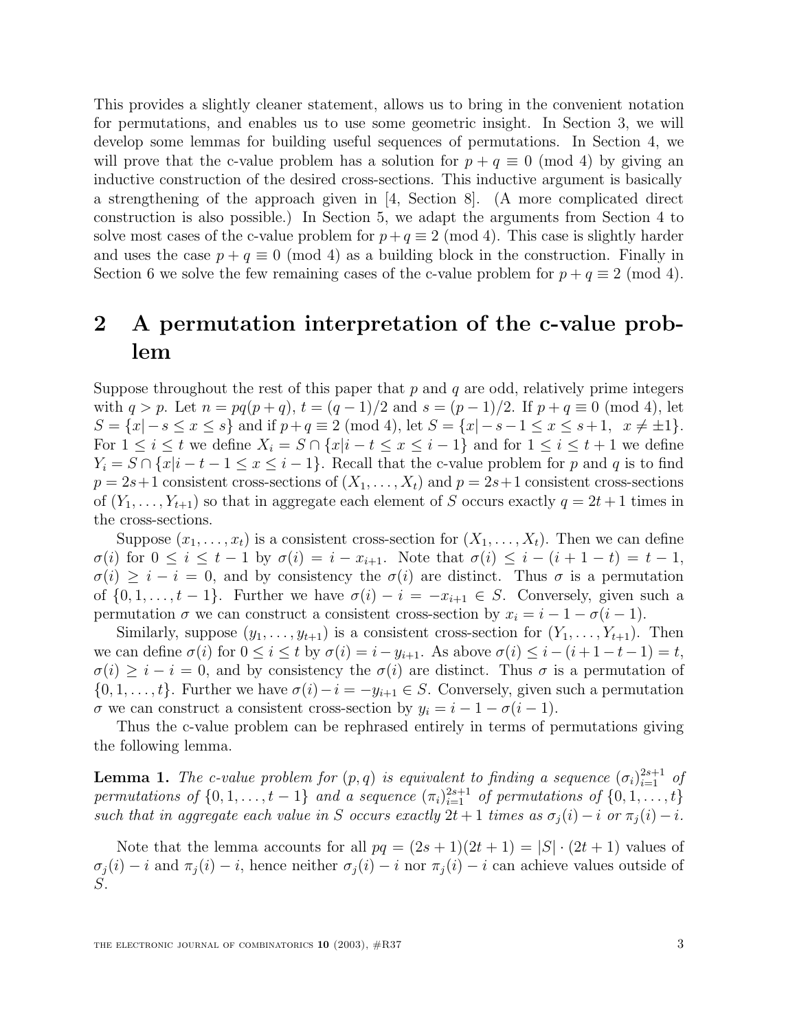This provides a slightly cleaner statement, allows us to bring in the convenient notation for permutations, and enables us to use some geometric insight. In Section 3, we will develop some lemmas for building useful sequences of permutations. In Section 4, we will prove that the c-value problem has a solution for $p + q \equiv 0 \pmod 4$ by giving an inductive construction of the desired cross-sections. This inductive argument is basically a strengthening of the approach given in [4, Section 8]. (A more complicated direct construction is also possible.) In Section 5, we adapt the arguments from Section 4 to solve most cases of the c-value problem for $p + q \equiv 2 \pmod 4$. This case is slightly harder and uses the case $p + q \equiv 0 \pmod 4$ as a building block in the construction. Finally in Section 6 we solve the few remaining cases of the c-value problem for $p + q \equiv 2 \pmod 4$.

## 2 A permutation interpretation of the c-value problem

Suppose throughout the rest of this paper that $p$ and $q$ are odd, relatively prime integers with $q > p$. Let $n = pq(p+q)$, $t = (q-1)/2$ and $s = (p-1)/2$. If $p + q \equiv 0 \pmod 4$, let $S = \{x | -s \leq x \leq s\}$ and if $p+q \equiv 2 \pmod 4$, let $S = \{x | -s-1 \leq x \leq s+1, \ \ x \neq \pm 1\}$. For $1 \leq i \leq t$ we define $X_i = S \cap \{x | i - t \leq x \leq i - 1\}$ and for $1 \leq i \leq t + 1$ we define $Y_i = S \cap \{x | i - t - 1 \leq x \leq i - 1\}$. Recall that the c-value problem for $p$ and $q$ is to find $p = 2s+1$ consistent cross-sections of $(X_1, \ldots, X_t)$ and $p = 2s+1$ consistent cross-sections of $(Y_1, \ldots, Y_{t+1})$ so that in aggregate each element of $S$ occurs exactly $q = 2t+1$ times in the cross-sections.

Suppose $(x_1, \ldots, x_t)$ is a consistent cross-section for $(X_1, \ldots, X_t)$. Then we can define $\sigma(i)$ for $0 \leq i \leq t-1$ by $\sigma(i) = i - x_{i+1}$. Note that $\sigma(i) \leq i - (i+1-t) = t-1$, $\sigma(i) \geq i - i = 0$, and by consistency the $\sigma(i)$ are distinct. Thus $\sigma$ is a permutation of $\{0, 1, \ldots, t-1\}$. Further we have $\sigma(i) - i = -x_{i+1} \in S$. Conversely, given such a permutation $\sigma$ we can construct a consistent cross-section by $x_i = i - 1 - \sigma(i-1)$.

Similarly, suppose $(y_1, \ldots, y_{t+1})$ is a consistent cross-section for $(Y_1, \ldots, Y_{t+1})$. Then we can define $\sigma(i)$ for $0 \leq i \leq t$ by $\sigma(i) = i - y_{i+1}$. As above $\sigma(i) \leq i - (i+1-t-1) = t$, $\sigma(i) \geq i - i = 0$, and by consistency the $\sigma(i)$ are distinct. Thus $\sigma$ is a permutation of $\{0, 1, \ldots, t\}$. Further we have $\sigma(i) - i = -y_{i+1} \in S$. Conversely, given such a permutation $\sigma$ we can construct a consistent cross-section by $y_i = i - 1 - \sigma(i-1)$.

Thus the c-value problem can be rephrased entirely in terms of permutations giving the following lemma.

**Lemma 1.** *The c-value problem for $(p, q)$ is equivalent to finding a sequence $(\sigma_i)_{i=1}^{2s+1}$ of permutations of $\{0, 1, \ldots, t-1\}$ and a sequence $(\pi_i)_{i=1}^{2s+1}$ of permutations of $\{0, 1, \ldots, t\}$ such that in aggregate each value in $S$ occurs exactly $2t+1$ times as $\sigma_j(i) - i$ or $\pi_j(i) - i$.*

Note that the lemma accounts for all $pq = (2s+1)(2t+1) = |S| \cdot (2t+1)$ values of $\sigma_j(i) - i$ and $\pi_j(i) - i$, hence neither $\sigma_j(i) - i$ nor $\pi_j(i) - i$ can achieve values outside of $S$.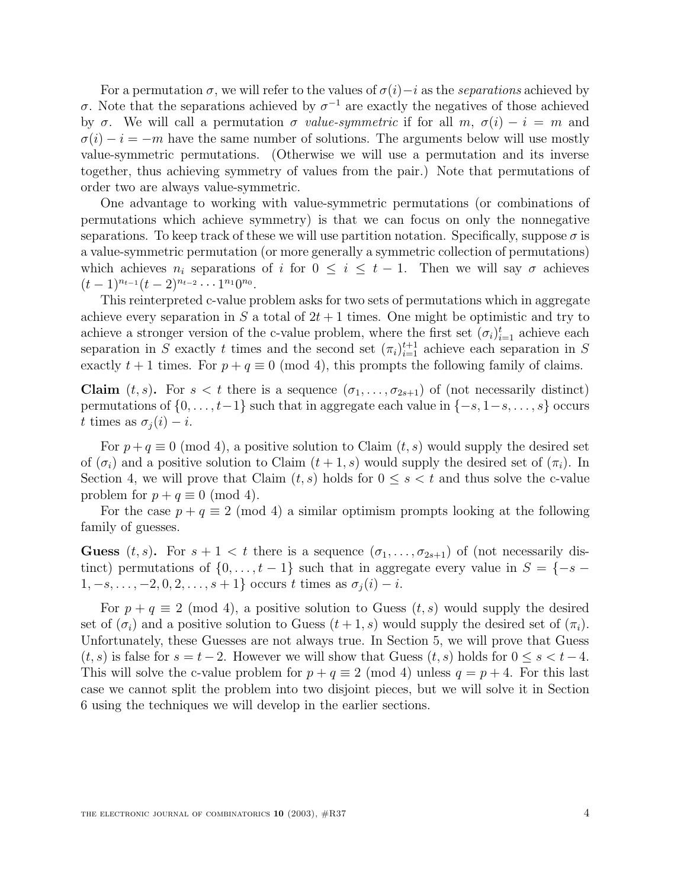For a permutation $\sigma$, we will refer to the values of $\sigma(i)-i$ as the *separations* achieved by $\sigma$. Note that the separations achieved by $\sigma^{-1}$ are exactly the negatives of those achieved by $\sigma$. We will call a permutation $\sigma$ *value-symmetric* if for all $m$, $\sigma(i) - i = m$ and $\sigma(i) - i = -m$ have the same number of solutions. The arguments below will use mostly value-symmetric permutations. (Otherwise we will use a permutation and its inverse together, thus achieving symmetry of values from the pair.) Note that permutations of order two are always value-symmetric.

One advantage to working with value-symmetric permutations (or combinations of permutations which achieve symmetry) is that we can focus on only the nonnegative separations. To keep track of these we will use partition notation. Specifically, suppose $\sigma$ is a value-symmetric permutation (or more generally a symmetric collection of permutations) which achieves $n_i$ separations of $i$ for $0 \leq i \leq t-1$. Then we will say $\sigma$ achieves $(t-1)^{n_{t-1}}(t-2)^{n_{t-2}} \cdots 1^{n_1}0^{n_0}$.

This reinterpreted c-value problem asks for two sets of permutations which in aggregate achieve every separation in $S$ a total of $2t+1$ times. One might be optimistic and try to achieve a stronger version of the c-value problem, where the first set $(\sigma_i)_{i=1}^{t}$ achieve each separation in $S$ exactly $t$ times and the second set $(\pi_i)_{i=1}^{t+1}$ achieve each separation in $S$ exactly $t+1$ times. For $p+q \equiv 0 \pmod 4$, this prompts the following family of claims.

**Claim** $(t, s)$**.** For $s < t$ there is a sequence $(\sigma_1, \ldots, \sigma_{2s+1})$ of (not necessarily distinct) permutations of $\{0, \ldots, t-1\}$ such that in aggregate each value in $\{-s, 1-s, \ldots, s\}$ occurs $t$ times as $\sigma_j(i) - i$.

For $p+q \equiv 0 \pmod 4$, a positive solution to Claim $(t, s)$ would supply the desired set of $(\sigma_i)$ and a positive solution to Claim $(t+1, s)$ would supply the desired set of $(\pi_i)$. In Section 4, we will prove that Claim $(t, s)$ holds for $0 \leq s < t$ and thus solve the c-value problem for $p+q \equiv 0 \pmod 4$.

For the case $p+q \equiv 2 \pmod 4$ a similar optimism prompts looking at the following family of guesses.

**Guess** $(t, s)$**.** For $s+1 < t$ there is a sequence $(\sigma_1, \ldots, \sigma_{2s+1})$ of (not necessarily distinct) permutations of $\{0, \ldots, t-1\}$ such that in aggregate every value in $S = \{-s-1, -s, \ldots, -2, 0, 2, \ldots, s+1\}$ occurs $t$ times as $\sigma_j(i) - i$.

For $p+q \equiv 2 \pmod 4$, a positive solution to Guess $(t, s)$ would supply the desired set of $(\sigma_i)$ and a positive solution to Guess $(t+1, s)$ would supply the desired set of $(\pi_i)$. Unfortunately, these Guesses are not always true. In Section 5, we will prove that Guess $(t, s)$ is false for $s = t-2$. However we will show that Guess $(t, s)$ holds for $0 \leq s < t-4$. This will solve the c-value problem for $p+q \equiv 2 \pmod 4$ unless $q = p+4$. For this last case we cannot split the problem into two disjoint pieces, but we will solve it in Section 6 using the techniques we will develop in the earlier sections.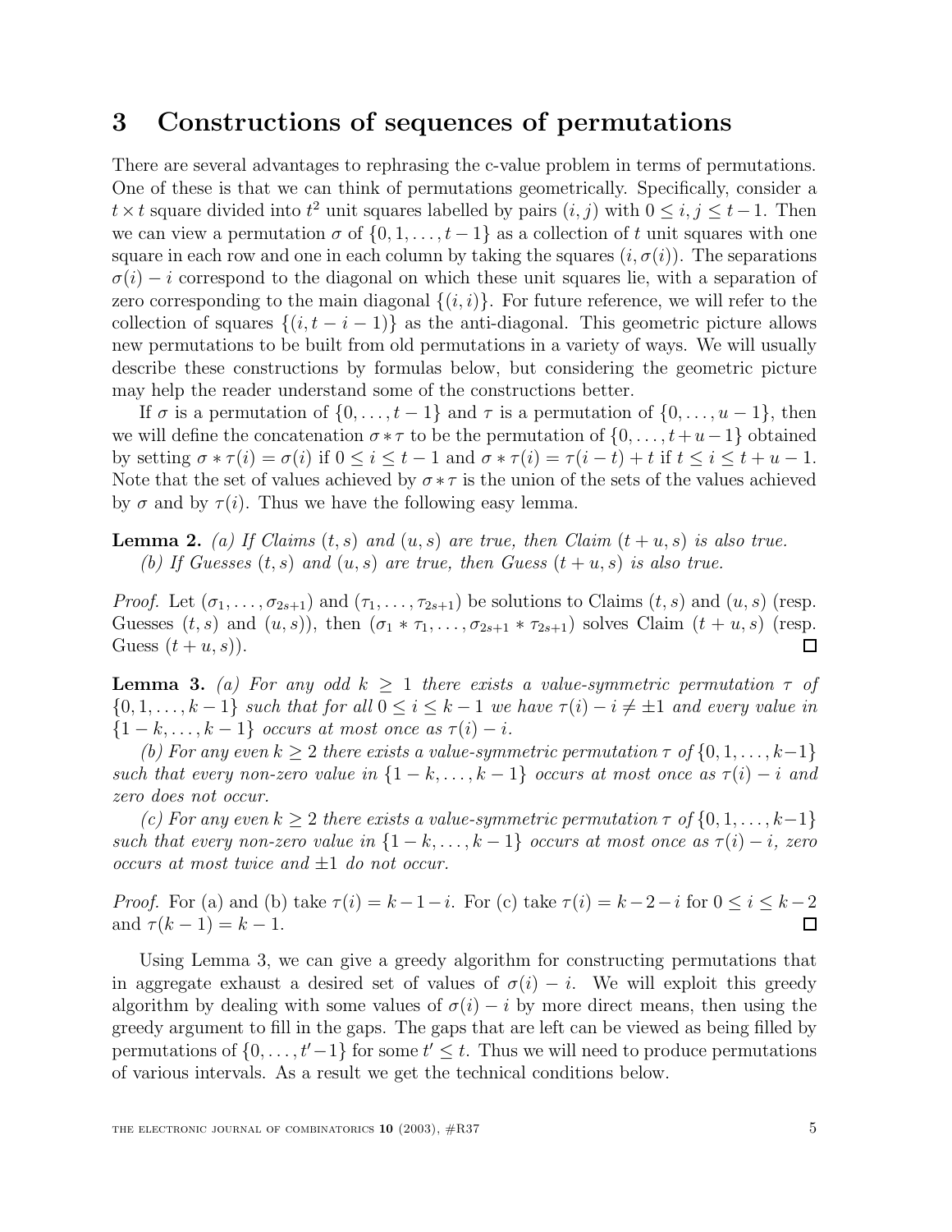## 3 Constructions of sequences of permutations

There are several advantages to rephrasing the c-value problem in terms of permutations. One of these is that we can think of permutations geometrically. Specifically, consider a $t \times t$ square divided into $t^2$ unit squares labelled by pairs $(i, j)$ with $0 \le i, j \le t-1$. Then we can view a permutation $\sigma$ of $\{0, 1, \ldots, t-1\}$ as a collection of $t$ unit squares with one square in each row and one in each column by taking the squares $(i, \sigma(i))$. The separations $\sigma(i) - i$ correspond to the diagonal on which these unit squares lie, with a separation of zero corresponding to the main diagonal $\{(i, i)\}$. For future reference, we will refer to the collection of squares $\{(i, t-i-1)\}$ as the anti-diagonal. This geometric picture allows new permutations to be built from old permutations in a variety of ways. We will usually describe these constructions by formulas below, but considering the geometric picture may help the reader understand some of the constructions better.

If $\sigma$ is a permutation of $\{0, \ldots, t-1\}$ and $\tau$ is a permutation of $\{0, \ldots, u-1\}$, then we will define the concatenation $\sigma * \tau$ to be the permutation of $\{0, \ldots, t+u-1\}$ obtained by setting $\sigma * \tau(i) = \sigma(i)$ if $0 \le i \le t-1$ and $\sigma * \tau(i) = \tau(i-t) + t$ if $t \le i \le t+u-1$. Note that the set of values achieved by $\sigma * \tau$ is the union of the sets of the values achieved by $\sigma$ and by $\tau(i)$. Thus we have the following easy lemma.

**Lemma 2.** *(a) If Claims $(t, s)$ and $(u, s)$ are true, then Claim $(t+u, s)$ is also true.*

*(b) If Guesses $(t, s)$ and $(u, s)$ are true, then Guess $(t+u, s)$ is also true.*

*Proof.* Let $(\sigma_1, \ldots, \sigma_{2s+1})$ and $(\tau_1, \ldots, \tau_{2s+1})$ be solutions to Claims $(t, s)$ and $(u, s)$ (resp. Guesses $(t, s)$ and $(u, s)$), then $(\sigma_1 * \tau_1, \ldots, \sigma_{2s+1} * \tau_{2s+1})$ solves Claim $(t+u, s)$ (resp. Guess $(t+u, s)$). $\square$

**Lemma 3.** *(a) For any odd $k \ge 1$ there exists a value-symmetric permutation $\tau$ of $\{0, 1, \ldots, k-1\}$ such that for all $0 \le i \le k-1$ we have $\tau(i) - i \ne \pm 1$ and every value in $\{1-k, \ldots, k-1\}$ occurs at most once as $\tau(i) - i$.*

*(b) For any even $k \ge 2$ there exists a value-symmetric permutation $\tau$ of $\{0, 1, \ldots, k-1\}$ such that every non-zero value in $\{1-k, \ldots, k-1\}$ occurs at most once as $\tau(i) - i$ and zero does not occur.*

*(c) For any even $k \ge 2$ there exists a value-symmetric permutation $\tau$ of $\{0, 1, \ldots, k-1\}$ such that every non-zero value in $\{1-k, \ldots, k-1\}$ occurs at most once as $\tau(i) - i$, zero occurs at most twice and $\pm 1$ do not occur.*

*Proof.* For (a) and (b) take $\tau(i) = k-1-i$. For (c) take $\tau(i) = k-2-i$ for $0 \le i \le k-2$ and $\tau(k-1) = k-1$. $\square$

Using Lemma 3, we can give a greedy algorithm for constructing permutations that in aggregate exhaust a desired set of values of $\sigma(i) - i$. We will exploit this greedy algorithm by dealing with some values of $\sigma(i) - i$ by more direct means, then using the greedy argument to fill in the gaps. The gaps that are left can be viewed as being filled by permutations of $\{0, \ldots, t'-1\}$ for some $t' \le t$. Thus we will need to produce permutations of various intervals. As a result we get the technical conditions below.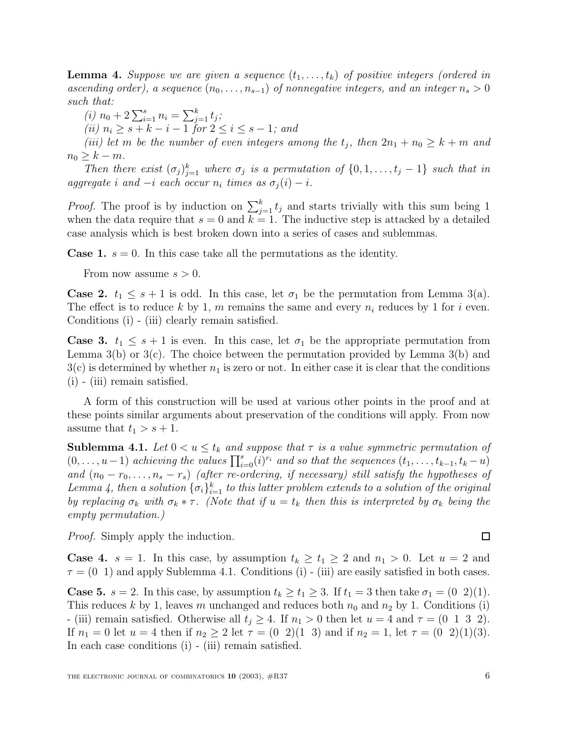**Lemma 4.** *Suppose we are given a sequence $(t_1, \ldots, t_k)$ of positive integers (ordered in ascending order), a sequence $(n_0, \ldots, n_{s-1})$ of nonnegative integers, and an integer $n_s > 0$ such that:*

*(i) $n_0 + 2\sum_{i=1}^{s} n_i = \sum_{j=1}^{k} t_j$;*

*(ii) $n_i \geq s + k - i - 1$ for $2 \leq i \leq s-1$; and*

*(iii) let $m$ be the number of even integers among the $t_j$, then $2n_1 + n_0 \geq k + m$ and $n_0 \geq k - m$.*

*Then there exist $(\sigma_j)_{j=1}^{k}$ where $\sigma_j$ is a permutation of $\{0, 1, \ldots, t_j - 1\}$ such that in aggregate $i$ and $-i$ each occur $n_i$ times as $\sigma_j(i) - i$.*

*Proof.* The proof is by induction on $\sum_{j=1}^{k} t_j$ and starts trivially with this sum being 1 when the data require that $s = 0$ and $k = 1$. The inductive step is attacked by a detailed case analysis which is best broken down into a series of cases and sublemmas.

**Case 1.** $s = 0$. In this case take all the permutations as the identity.

From now assume $s > 0$.

**Case 2.** $t_1 \leq s + 1$ is odd. In this case, let $\sigma_1$ be the permutation from Lemma 3(a). The effect is to reduce $k$ by 1, $m$ remains the same and every $n_i$ reduces by 1 for $i$ even. Conditions (i) - (iii) clearly remain satisfied.

**Case 3.** $t_1 \leq s + 1$ is even. In this case, let $\sigma_1$ be the appropriate permutation from Lemma 3(b) or 3(c). The choice between the permutation provided by Lemma 3(b) and 3(c) is determined by whether $n_1$ is zero or not. In either case it is clear that the conditions (i) - (iii) remain satisfied.

A form of this construction will be used at various other points in the proof and at these points similar arguments about preservation of the conditions will apply. From now assume that $t_1 > s + 1$.

**Sublemma 4.1.** *Let $0 < u \leq t_k$ and suppose that $\tau$ is a value symmetric permutation of $(0, \ldots, u-1)$ achieving the values $\prod_{i=0}^{s}(i)^{r_i}$ and so that the sequences $(t_1, \ldots, t_{k-1}, t_k - u)$ and $(n_0 - r_0, \ldots, n_s - r_s)$ (after re-ordering, if necessary) still satisfy the hypotheses of Lemma 4, then a solution $\{\sigma_i\}_{i=1}^{k}$ to this latter problem extends to a solution of the original by replacing $\sigma_k$ with $\sigma_k * \tau$. (Note that if $u = t_k$ then this is interpreted by $\sigma_k$ being the empty permutation.)*

*Proof.* Simply apply the induction. □

**Case 4.** $s = 1$. In this case, by assumption $t_k \geq t_1 \geq 2$ and $n_1 > 0$. Let $u = 2$ and $\tau = (0\ \ 1)$ and apply Sublemma 4.1. Conditions (i) - (iii) are easily satisfied in both cases.

**Case 5.** $s = 2$. In this case, by assumption $t_k \geq t_1 \geq 3$. If $t_1 = 3$ then take $\sigma_1 = (0\ \ 2)(1)$. This reduces $k$ by 1, leaves $m$ unchanged and reduces both $n_0$ and $n_2$ by 1. Conditions (i) - (iii) remain satisfied. Otherwise all $t_j \geq 4$. If $n_1 > 0$ then let $u = 4$ and $\tau = (0\ \ 1\ \ 3\ \ 2)$. If $n_1 = 0$ let $u = 4$ then if $n_2 \geq 2$ let $\tau = (0\ \ 2)(1\ \ 3)$ and if $n_2 = 1$, let $\tau = (0\ \ 2)(1)(3)$. In each case conditions (i) - (iii) remain satisfied.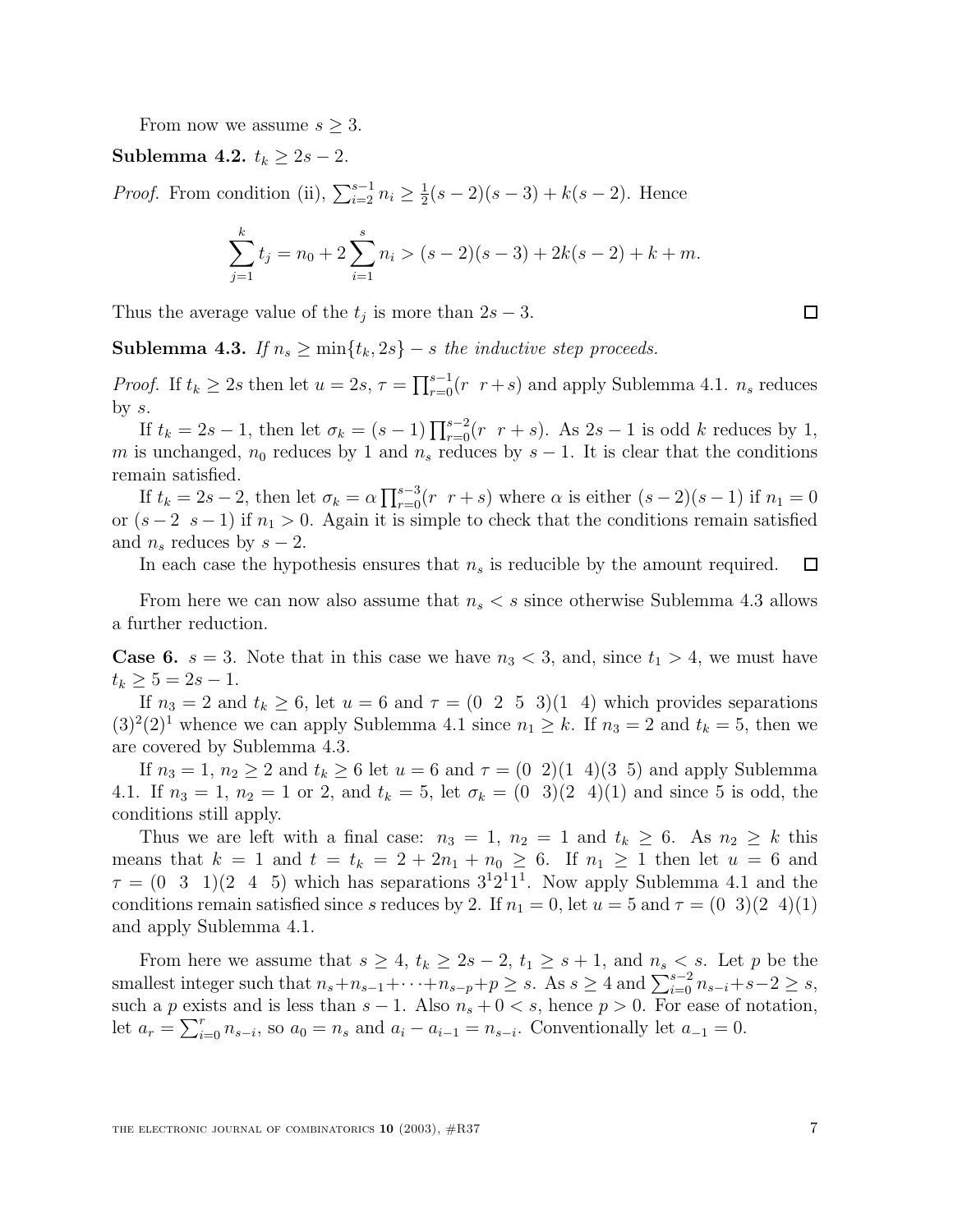From now we assume $s \geq 3$.

**Sublemma 4.2.** $t_k \geq 2s-2$.

*Proof.* From condition (ii), $\sum_{i=2}^{s-1} n_i \geq \frac{1}{2}(s-2)(s-3) + k(s-2)$. Hence

$$\sum_{j=1}^{k} t_j = n_0 + 2\sum_{i=1}^{s} n_i > (s-2)(s-3) + 2k(s-2) + k + m.$$

Thus the average value of the $t_j$ is more than $2s-3$. □

**Sublemma 4.3.** *If $n_s \geq \min\{t_k, 2s\} - s$ the inductive step proceeds.*

*Proof.* If $t_k \geq 2s$ then let $u = 2s$, $\tau = \prod_{r=0}^{s-1}(r \;\; r+s)$ and apply Sublemma 4.1. $n_s$ reduces by $s$.

If $t_k = 2s-1$, then let $\sigma_k = (s-1)\prod_{r=0}^{s-2}(r \;\; r+s)$. As $2s-1$ is odd $k$ reduces by 1, $m$ is unchanged, $n_0$ reduces by 1 and $n_s$ reduces by $s-1$. It is clear that the conditions remain satisfied.

If $t_k = 2s-2$, then let $\sigma_k = \alpha\prod_{r=0}^{s-3}(r \;\; r+s)$ where $\alpha$ is either $(s-2)(s-1)$ if $n_1 = 0$ or $(s-2 \;\; s-1)$ if $n_1 > 0$. Again it is simple to check that the conditions remain satisfied and $n_s$ reduces by $s-2$.

In each case the hypothesis ensures that $n_s$ is reducible by the amount required. □

From here we can now also assume that $n_s < s$ since otherwise Sublemma 4.3 allows a further reduction.

**Case 6.** $s = 3$. Note that in this case we have $n_3 < 3$, and, since $t_1 > 4$, we must have $t_k \geq 5 = 2s-1$.

If $n_3 = 2$ and $t_k \geq 6$, let $u = 6$ and $\tau = (0 \;\; 2 \;\; 5 \;\; 3)(1 \;\; 4)$ which provides separations $(3)^2(2)^1$ whence we can apply Sublemma 4.1 since $n_1 \geq k$. If $n_3 = 2$ and $t_k = 5$, then we are covered by Sublemma 4.3.

If $n_3 = 1$, $n_2 \geq 2$ and $t_k \geq 6$ let $u = 6$ and $\tau = (0 \;\; 2)(1 \;\; 4)(3 \;\; 5)$ and apply Sublemma 4.1. If $n_3 = 1$, $n_2 = 1$ or 2, and $t_k = 5$, let $\sigma_k = (0 \;\; 3)(2 \;\; 4)(1)$ and since 5 is odd, the conditions still apply.

Thus we are left with a final case: $n_3 = 1$, $n_2 = 1$ and $t_k \geq 6$. As $n_2 \geq k$ this means that $k = 1$ and $t = t_k = 2 + 2n_1 + n_0 \geq 6$. If $n_1 \geq 1$ then let $u = 6$ and $\tau = (0 \;\; 3 \;\; 1)(2 \;\; 4 \;\; 5)$ which has separations $3^1 2^1 1^1$. Now apply Sublemma 4.1 and the conditions remain satisfied since $s$ reduces by 2. If $n_1 = 0$, let $u = 5$ and $\tau = (0 \;\; 3)(2 \;\; 4)(1)$ and apply Sublemma 4.1.

From here we assume that $s \geq 4$, $t_k \geq 2s-2$, $t_1 \geq s+1$, and $n_s < s$. Let $p$ be the smallest integer such that $n_s + n_{s-1} + \cdots + n_{s-p} + p \geq s$. As $s \geq 4$ and $\sum_{i=0}^{s-2} n_{s-i} + s - 2 \geq s$, such a $p$ exists and is less than $s-1$. Also $n_s + 0 < s$, hence $p > 0$. For ease of notation, let $a_r = \sum_{i=0}^{r} n_{s-i}$, so $a_0 = n_s$ and $a_i - a_{i-1} = n_{s-i}$. Conventionally let $a_{-1} = 0$.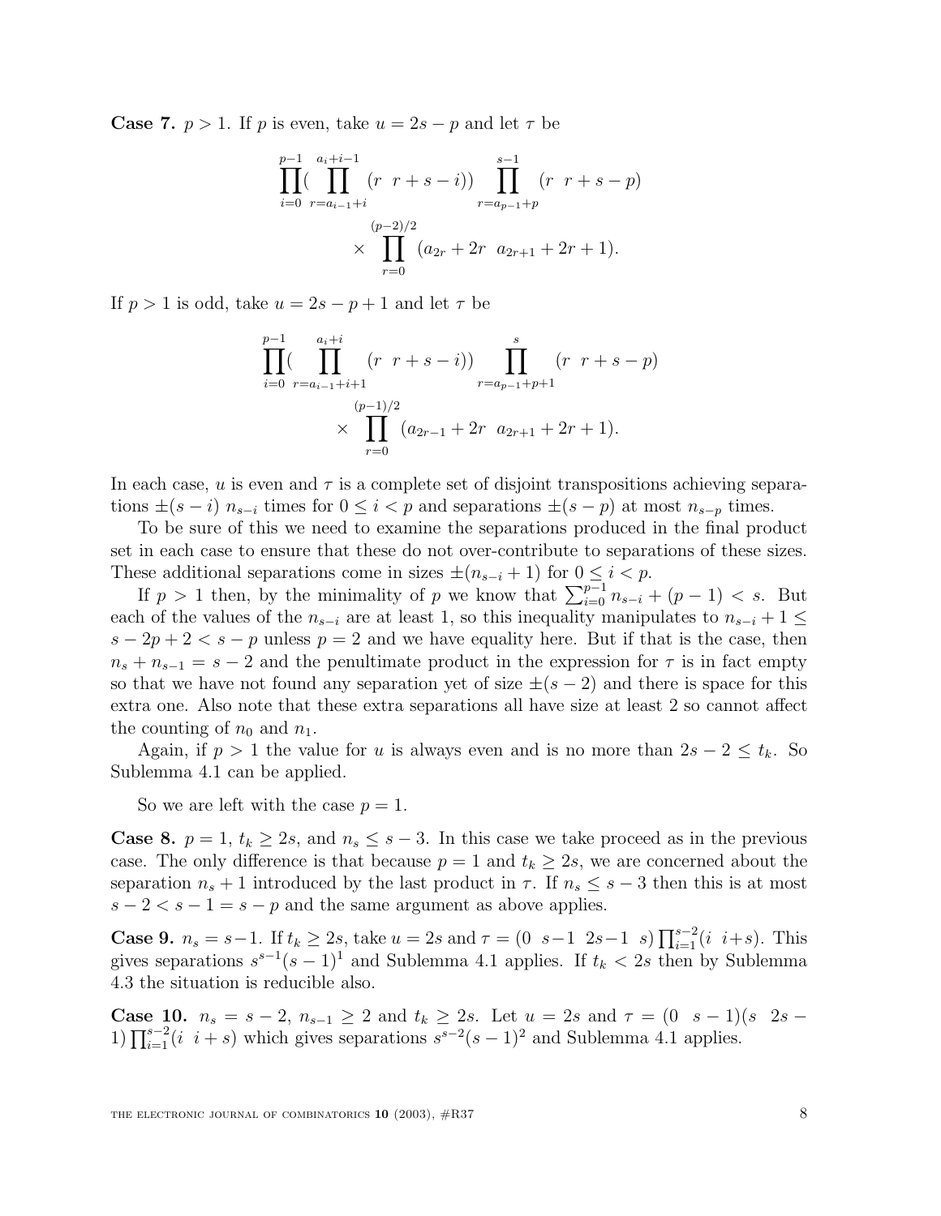**Case 7.** $p > 1$. If $p$ is even, take $u = 2s - p$ and let $\tau$ be

$$\prod_{i=0}^{p-1}\Big(\prod_{r=a_{i-1}+i}^{a_i+i-1}(r \;\; r+s-i)\Big)\prod_{r=a_{p-1}+p}^{s-1}(r \;\; r+s-p)$$
$$\times\prod_{r=0}^{(p-2)/2}(a_{2r}+2r \;\; a_{2r+1}+2r+1).$$

If $p > 1$ is odd, take $u = 2s - p + 1$ and let $\tau$ be

$$\prod_{i=0}^{p-1}\Big(\prod_{r=a_{i-1}+i+1}^{a_i+i}(r \;\; r+s-i)\Big)\prod_{r=a_{p-1}+p+1}^{s}(r \;\; r+s-p)$$
$$\times\prod_{r=0}^{(p-1)/2}(a_{2r-1}+2r \;\; a_{2r+1}+2r+1).$$

In each case, $u$ is even and $\tau$ is a complete set of disjoint transpositions achieving separations $\pm(s-i)$ $n_{s-i}$ times for $0 \le i < p$ and separations $\pm(s-p)$ at most $n_{s-p}$ times.

To be sure of this we need to examine the separations produced in the final product set in each case to ensure that these do not over-contribute to separations of these sizes. These additional separations come in sizes $\pm(n_{s-i}+1)$ for $0 \le i < p$.

If $p > 1$ then, by the minimality of $p$ we know that $\sum_{i=0}^{p-1} n_{s-i} + (p-1) < s$. But each of the values of the $n_{s-i}$ are at least 1, so this inequality manipulates to $n_{s-i}+1 \le s - 2p + 2 < s - p$ unless $p = 2$ and we have equality here. But if that is the case, then $n_s + n_{s-1} = s - 2$ and the penultimate product in the expression for $\tau$ is in fact empty so that we have not found any separation yet of size $\pm(s-2)$ and there is space for this extra one. Also note that these extra separations all have size at least 2 so cannot affect the counting of $n_0$ and $n_1$.

Again, if $p > 1$ the value for $u$ is always even and is no more than $2s - 2 \le t_k$. So Sublemma 4.1 can be applied.

So we are left with the case $p = 1$.

**Case 8.** $p = 1$, $t_k \ge 2s$, and $n_s \le s - 3$. In this case we take proceed as in the previous case. The only difference is that because $p = 1$ and $t_k \ge 2s$, we are concerned about the separation $n_s + 1$ introduced by the last product in $\tau$. If $n_s \le s - 3$ then this is at most $s - 2 < s - 1 = s - p$ and the same argument as above applies.

**Case 9.** $n_s = s-1$. If $t_k \ge 2s$, take $u = 2s$ and $\tau = (0 \;\; s-1 \;\; 2s-1 \;\; s)\prod_{i=1}^{s-2}(i \;\; i+s)$. This gives separations $s^{s-1}(s-1)^1$ and Sublemma 4.1 applies. If $t_k < 2s$ then by Sublemma 4.3 the situation is reducible also.

**Case 10.** $n_s = s - 2$, $n_{s-1} \ge 2$ and $t_k \ge 2s$. Let $u = 2s$ and $\tau = (0 \;\; s-1)(s \;\; 2s-1)\prod_{i=1}^{s-2}(i \;\; i+s)$ which gives separations $s^{s-2}(s-1)^2$ and Sublemma 4.1 applies.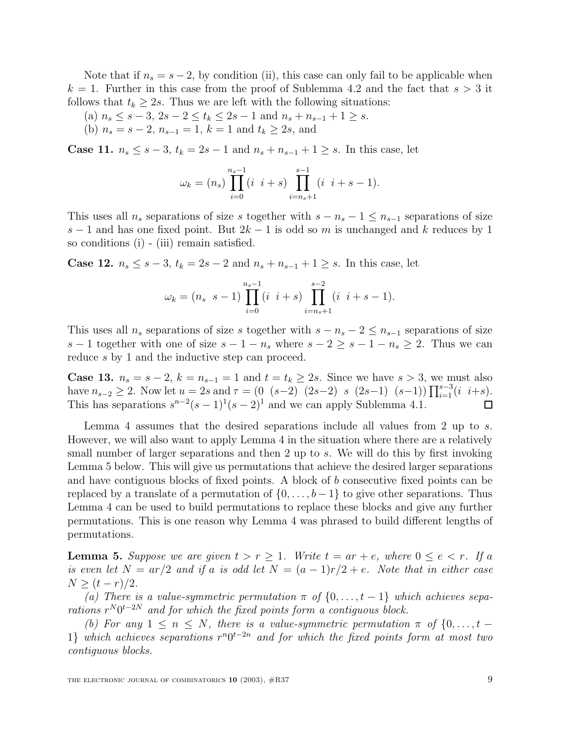Note that if $n_s = s-2$, by condition (ii), this case can only fail to be applicable when $k = 1$. Further in this case from the proof of Sublemma 4.2 and the fact that $s > 3$ it follows that $t_k \geq 2s$. Thus we are left with the following situations:

(a) $n_s \leq s-3$, $2s-2 \leq t_k \leq 2s-1$ and $n_s + n_{s-1} + 1 \geq s$.

(b) $n_s = s-2$, $n_{s-1} = 1$, $k = 1$ and $t_k \geq 2s$, and

**Case 11.** $n_s \leq s-3$, $t_k = 2s-1$ and $n_s + n_{s-1} + 1 \geq s$. In this case, let

$$\omega_k = (n_s) \prod_{i=0}^{n_s-1} (i \;\; i+s) \prod_{i=n_s+1}^{s-1} (i \;\; i+s-1).$$

This uses all $n_s$ separations of size $s$ together with $s - n_s - 1 \leq n_{s-1}$ separations of size $s-1$ and has one fixed point. But $2k-1$ is odd so $m$ is unchanged and $k$ reduces by 1 so conditions (i) - (iii) remain satisfied.

**Case 12.** $n_s \leq s-3$, $t_k = 2s-2$ and $n_s + n_{s-1} + 1 \geq s$. In this case, let

$$\omega_k = (n_s \;\; s-1) \prod_{i=0}^{n_s-1} (i \;\; i+s) \prod_{i=n_s+1}^{s-2} (i \;\; i+s-1).$$

This uses all $n_s$ separations of size $s$ together with $s - n_s - 2 \leq n_{s-1}$ separations of size $s-1$ together with one of size $s-1-n_s$ where $s-2 \geq s-1-n_s \geq 2$. Thus we can reduce $s$ by 1 and the inductive step can proceed.

**Case 13.** $n_s = s-2$, $k = n_{s-1} = 1$ and $t = t_k \geq 2s$. Since we have $s > 3$, we must also have $n_{s-2} \geq 2$. Now let $u = 2s$ and $\tau = (0 \;\; (s-2) \;\; (2s-2) \;\; s \;\; (2s-1) \;\; (s-1)) \prod_{i=1}^{s-3}(i \;\; i+s)$. This has separations $s^{n-2}(s-1)^1(s-2)^1$ and we can apply Sublemma 4.1. $\square$

Lemma 4 assumes that the desired separations include all values from 2 up to $s$. However, we will also want to apply Lemma 4 in the situation where there are a relatively small number of larger separations and then 2 up to $s$. We will do this by first invoking Lemma 5 below. This will give us permutations that achieve the desired larger separations and have contiguous blocks of fixed points. A block of $b$ consecutive fixed points can be replaced by a translate of a permutation of $\{0, \ldots, b-1\}$ to give other separations. Thus Lemma 4 can be used to build permutations to replace these blocks and give any further permutations. This is one reason why Lemma 4 was phrased to build different lengths of permutations.

**Lemma 5.** *Suppose we are given $t > r \geq 1$. Write $t = ar + e$, where $0 \leq e < r$. If $a$ is even let $N = ar/2$ and if $a$ is odd let $N = (a-1)r/2 + e$. Note that in either case $N \geq (t-r)/2$.*

*(a) There is a value-symmetric permutation $\pi$ of $\{0, \ldots, t-1\}$ which achieves separations $r^N 0^{t-2N}$ and for which the fixed points form a contiguous block.*

*(b) For any $1 \leq n \leq N$, there is a value-symmetric permutation $\pi$ of $\{0, \ldots, t-1\}$ which achieves separations $r^n 0^{t-2n}$ and for which the fixed points form at most two contiguous blocks.*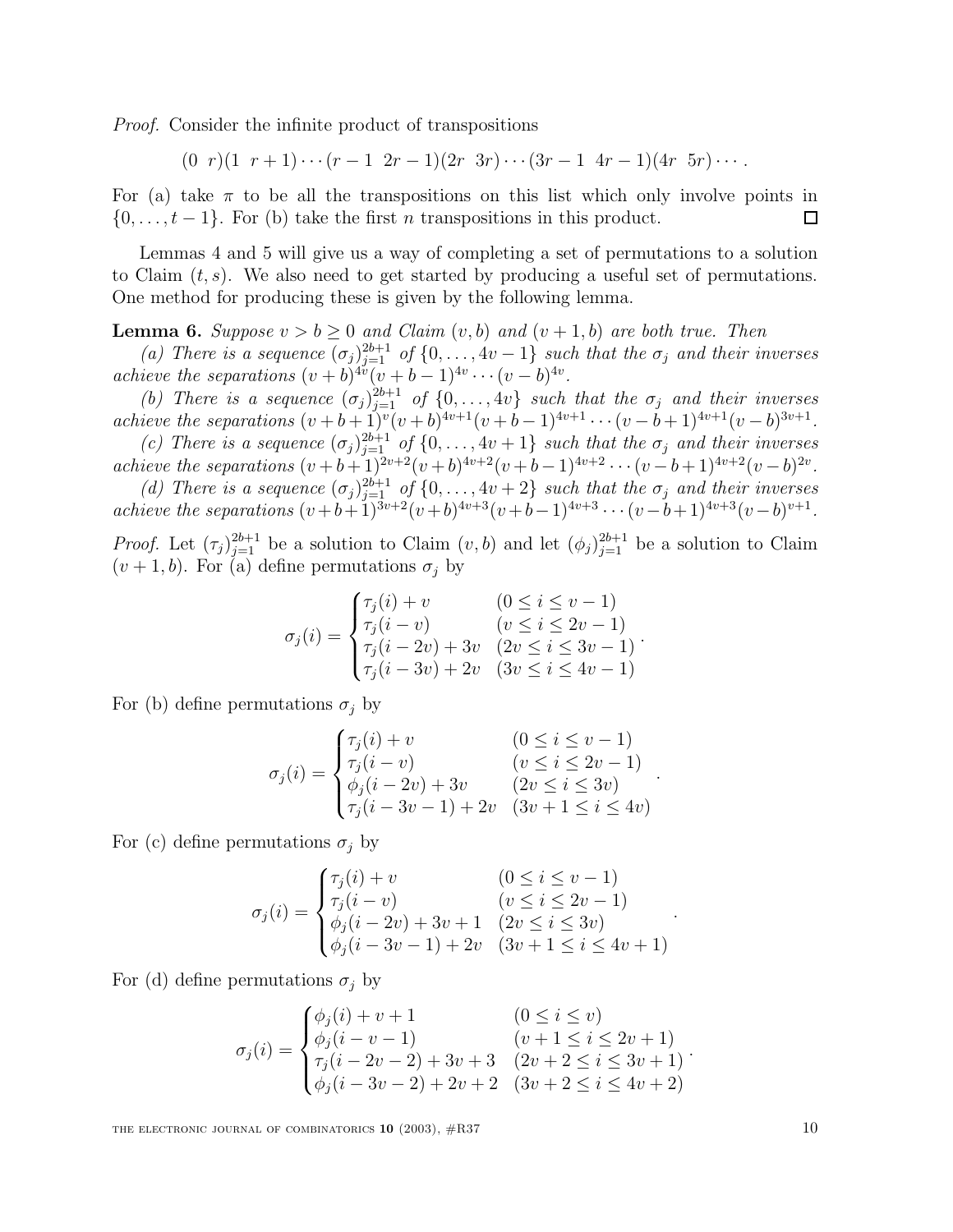*Proof.* Consider the infinite product of transpositions

$$(0\ \ r)(1\ \ r+1)\cdots(r-1\ \ 2r-1)(2r\ \ 3r)\cdots(3r-1\ \ 4r-1)(4r\ \ 5r)\cdots.$$

For (a) take $\pi$ to be all the transpositions on this list which only involve points in $\{0,\dots,t-1\}$. For (b) take the first $n$ transpositions in this product. $\square$

Lemmas 4 and 5 will give us a way of completing a set of permutations to a solution to Claim $(t,s)$. We also need to get started by producing a useful set of permutations. One method for producing these is given by the following lemma.

**Lemma 6.** *Suppose $v > b \geq 0$ and Claim $(v,b)$ and $(v+1,b)$ are both true. Then*

*(a) There is a sequence $(\sigma_j)_{j=1}^{2b+1}$ of $\{0,\dots,4v-1\}$ such that the $\sigma_j$ and their inverses achieve the separations $(v+b)^{4v}(v+b-1)^{4v}\cdots(v-b)^{4v}$.*

*(b) There is a sequence $(\sigma_j)_{j=1}^{2b+1}$ of $\{0,\dots,4v\}$ such that the $\sigma_j$ and their inverses achieve the separations $(v+b+1)^{v}(v+b)^{4v+1}(v+b-1)^{4v+1}\cdots(v-b+1)^{4v+1}(v-b)^{3v+1}$.*

*(c) There is a sequence $(\sigma_j)_{j=1}^{2b+1}$ of $\{0,\dots,4v+1\}$ such that the $\sigma_j$ and their inverses achieve the separations $(v+b+1)^{2v+2}(v+b)^{4v+2}(v+b-1)^{4v+2}\cdots(v-b+1)^{4v+2}(v-b)^{2v}$.*

*(d) There is a sequence $(\sigma_j)_{j=1}^{2b+1}$ of $\{0,\dots,4v+2\}$ such that the $\sigma_j$ and their inverses achieve the separations $(v+b+1)^{3v+2}(v+b)^{4v+3}(v+b-1)^{4v+3}\cdots(v-b+1)^{4v+3}(v-b)^{v+1}$.*

*Proof.* Let $(\tau_j)_{j=1}^{2b+1}$ be a solution to Claim $(v,b)$ and let $(\phi_j)_{j=1}^{2b+1}$ be a solution to Claim $(v+1,b)$. For (a) define permutations $\sigma_j$ by

$$\sigma_j(i) = \begin{cases} \tau_j(i)+v & (0 \leq i \leq v-1) \\ \tau_j(i-v) & (v \leq i \leq 2v-1) \\ \tau_j(i-2v)+3v & (2v \leq i \leq 3v-1) \\ \tau_j(i-3v)+2v & (3v \leq i \leq 4v-1) \end{cases}.$$

For (b) define permutations $\sigma_j$ by

$$\sigma_j(i) = \begin{cases} \tau_j(i)+v & (0 \leq i \leq v-1) \\ \tau_j(i-v) & (v \leq i \leq 2v-1) \\ \phi_j(i-2v)+3v & (2v \leq i \leq 3v) \\ \tau_j(i-3v-1)+2v & (3v+1 \leq i \leq 4v) \end{cases}.$$

For (c) define permutations $\sigma_j$ by

$$\sigma_j(i) = \begin{cases} \tau_j(i)+v & (0 \leq i \leq v-1) \\ \tau_j(i-v) & (v \leq i \leq 2v-1) \\ \phi_j(i-2v)+3v+1 & (2v \leq i \leq 3v) \\ \phi_j(i-3v-1)+2v & (3v+1 \leq i \leq 4v+1) \end{cases}.$$

For (d) define permutations $\sigma_j$ by

$$\sigma_j(i) = \begin{cases} \phi_j(i)+v+1 & (0 \leq i \leq v) \\ \phi_j(i-v-1) & (v+1 \leq i \leq 2v+1) \\ \tau_j(i-2v-2)+3v+3 & (2v+2 \leq i \leq 3v+1) \\ \phi_j(i-3v-2)+2v+2 & (3v+2 \leq i \leq 4v+2) \end{cases}.$$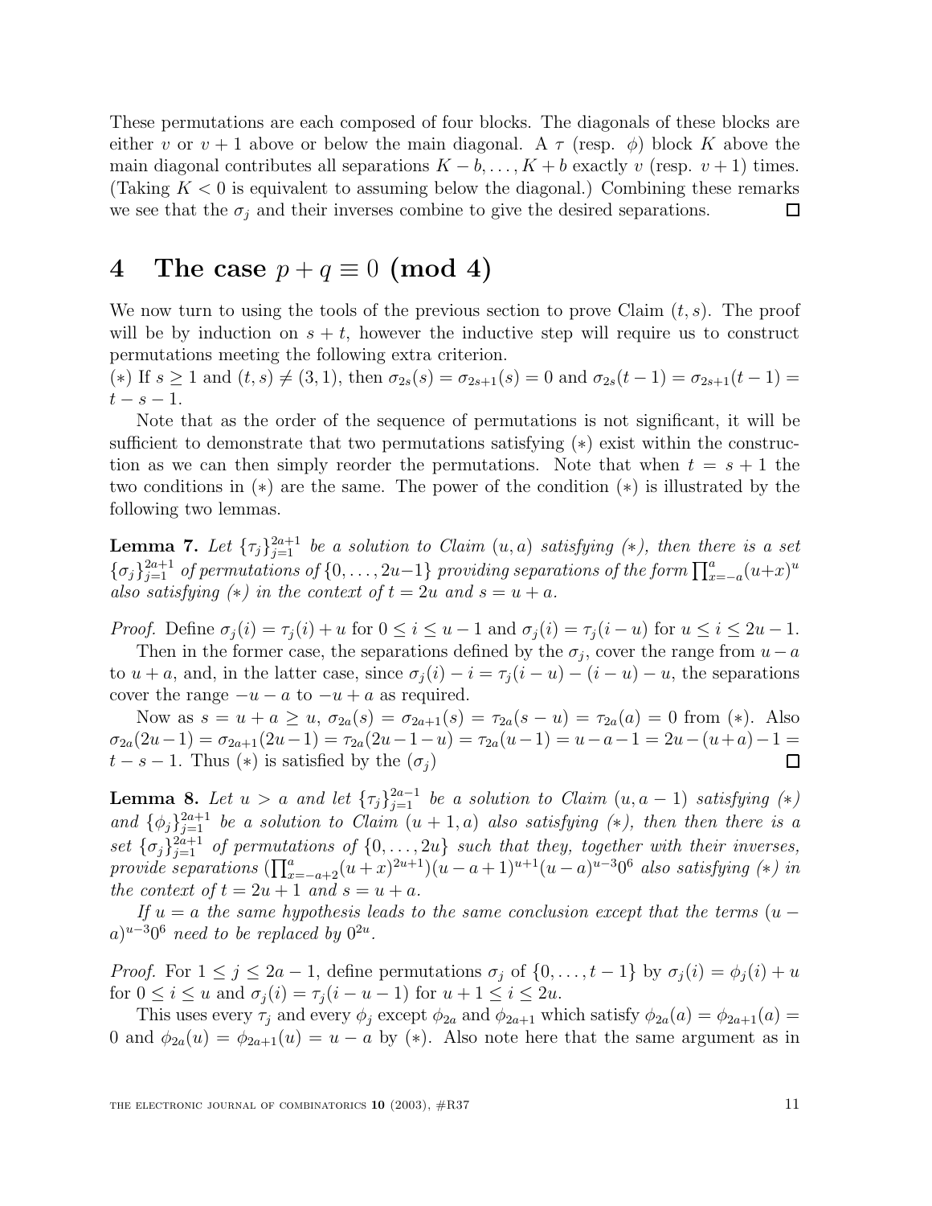These permutations are each composed of four blocks. The diagonals of these blocks are either $v$ or $v+1$ above or below the main diagonal. A $\tau$ (resp. $\phi$) block $K$ above the main diagonal contributes all separations $K-b, \ldots, K+b$ exactly $v$ (resp. $v+1$) times. (Taking $K<0$ is equivalent to assuming below the diagonal.) Combining these remarks we see that the $\sigma_j$ and their inverses combine to give the desired separations. □

# 4 The case $p+q \equiv 0 \pmod 4$

We now turn to using the tools of the previous section to prove Claim $(t,s)$. The proof will be by induction on $s+t$, however the inductive step will require us to construct permutations meeting the following extra criterion.

$(*)$ If $s \geq 1$ and $(t,s) \neq (3,1)$, then $\sigma_{2s}(s) = \sigma_{2s+1}(s) = 0$ and $\sigma_{2s}(t-1) = \sigma_{2s+1}(t-1) = t-s-1$.

Note that as the order of the sequence of permutations is not significant, it will be sufficient to demonstrate that two permutations satisfying $(*)$ exist within the construction as we can then simply reorder the permutations. Note that when $t = s+1$ the two conditions in $(*)$ are the same. The power of the condition $(*)$ is illustrated by the following two lemmas.

**Lemma 7.** *Let $\{\tau_j\}_{j=1}^{2a+1}$ be a solution to Claim $(u,a)$ satisfying $(*)$, then there is a set $\{\sigma_j\}_{j=1}^{2a+1}$ of permutations of $\{0,\ldots,2u-1\}$ providing separations of the form $\prod_{x=-a}^{a}(u+x)^u$ also satisfying $(*)$ in the context of $t=2u$ and $s=u+a$.*

*Proof.* Define $\sigma_j(i) = \tau_j(i)+u$ for $0 \leq i \leq u-1$ and $\sigma_j(i) = \tau_j(i-u)$ for $u \leq i \leq 2u-1$.

Then in the former case, the separations defined by the $\sigma_j$, cover the range from $u-a$ to $u+a$, and, in the latter case, since $\sigma_j(i) - i = \tau_j(i-u) - (i-u) - u$, the separations cover the range $-u-a$ to $-u+a$ as required.

Now as $s = u+a \geq u$, $\sigma_{2a}(s) = \sigma_{2a+1}(s) = \tau_{2a}(s-u) = \tau_{2a}(a) = 0$ from $(*)$. Also $\sigma_{2a}(2u-1) = \sigma_{2a+1}(2u-1) = \tau_{2a}(2u-1-u) = \tau_{2a}(u-1) = u-a-1 = 2u-(u+a)-1 = t-s-1$. Thus $(*)$ is satisfied by the $(\sigma_j)$ □

**Lemma 8.** *Let $u > a$ and let $\{\tau_j\}_{j=1}^{2a-1}$ be a solution to Claim $(u,a-1)$ satisfying $(*)$ and $\{\phi_j\}_{j=1}^{2a+1}$ be a solution to Claim $(u+1,a)$ also satisfying $(*)$, then then there is a set $\{\sigma_j\}_{j=1}^{2a+1}$ of permutations of $\{0,\ldots,2u\}$ such that they, together with their inverses, provide separations $(\prod_{x=-a+2}^{a}(u+x)^{2u+1})(u-a+1)^{u+1}(u-a)^{u-3}0^6$ also satisfying $(*)$ in the context of $t=2u+1$ and $s=u+a$.*

*If $u=a$ the same hypothesis leads to the same conclusion except that the terms $(u-a)^{u-3}0^6$ need to be replaced by $0^{2u}$.*

*Proof.* For $1 \leq j \leq 2a-1$, define permutations $\sigma_j$ of $\{0,\ldots,t-1\}$ by $\sigma_j(i) = \phi_j(i)+u$ for $0 \leq i \leq u$ and $\sigma_j(i) = \tau_j(i-u-1)$ for $u+1 \leq i \leq 2u$.

This uses every $\tau_j$ and every $\phi_j$ except $\phi_{2a}$ and $\phi_{2a+1}$ which satisfy $\phi_{2a}(a) = \phi_{2a+1}(a) = 0$ and $\phi_{2a}(u) = \phi_{2a+1}(u) = u-a$ by $(*)$. Also note here that the same argument as in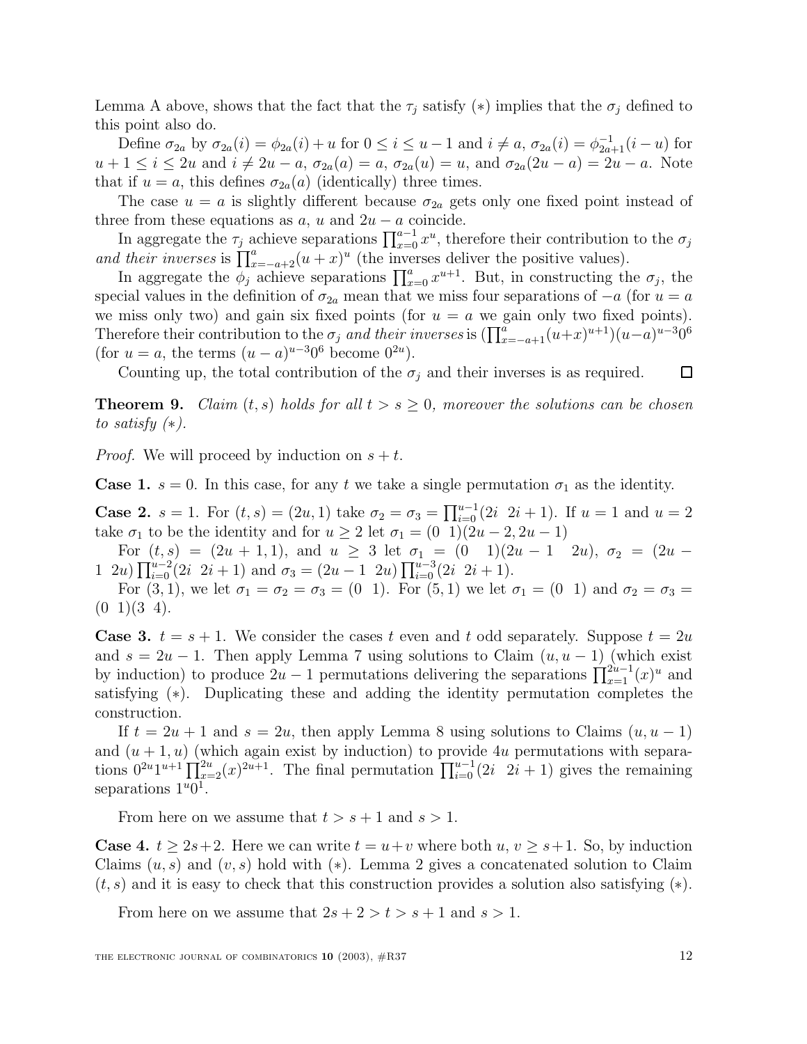Lemma A above, shows that the fact that the $\tau_j$ satisfy $(*)$ implies that the $\sigma_j$ defined to this point also do.

Define $\sigma_{2a}$ by $\sigma_{2a}(i) = \phi_{2a}(i) + u$ for $0 \le i \le u-1$ and $i \ne a$, $\sigma_{2a}(i) = \phi_{2a+1}^{-1}(i-u)$ for $u+1 \le i \le 2u$ and $i \ne 2u-a$, $\sigma_{2a}(a) = a$, $\sigma_{2a}(u) = u$, and $\sigma_{2a}(2u-a) = 2u-a$. Note that if $u = a$, this defines $\sigma_{2a}(a)$ (identically) three times.

The case $u = a$ is slightly different because $\sigma_{2a}$ gets only one fixed point instead of three from these equations as $a$, $u$ and $2u-a$ coincide.

In aggregate the $\tau_j$ achieve separations $\prod_{x=0}^{a-1} x^u$, therefore their contribution to the $\sigma_j$ *and their inverses* is $\prod_{x=-a+2}^{a}(u+x)^u$ (the inverses deliver the positive values).

In aggregate the $\phi_j$ achieve separations $\prod_{x=0}^{a} x^{u+1}$. But, in constructing the $\sigma_j$, the special values in the definition of $\sigma_{2a}$ mean that we miss four separations of $-a$ (for $u = a$ we miss only two) and gain six fixed points (for $u = a$ we gain only two fixed points). Therefore their contribution to the $\sigma_j$ *and their inverses* is $(\prod_{x=-a+1}^{a}(u+x)^{u+1})(u-a)^{u-3}0^6$ (for $u = a$, the terms $(u-a)^{u-3}0^6$ become $0^{2u}$).

Counting up, the total contribution of the $\sigma_j$ and their inverses is as required. □

**Theorem 9.** *Claim $(t,s)$ holds for all $t > s \ge 0$, moreover the solutions can be chosen to satisfy $(*)$.*

*Proof.* We will proceed by induction on $s + t$.

**Case 1.** $s = 0$. In this case, for any $t$ we take a single permutation $\sigma_1$ as the identity.

**Case 2.** $s = 1$. For $(t,s) = (2u,1)$ take $\sigma_2 = \sigma_3 = \prod_{i=0}^{u-1}(2i\ \ 2i+1)$. If $u = 1$ and $u = 2$ take $\sigma_1$ to be the identity and for $u \ge 2$ let $\sigma_1 = (0\ \ 1)(2u-2, 2u-1)$

For $(t,s) = (2u+1,1)$, and $u \ge 3$ let $\sigma_1 = (0\ \ 1)(2u-1\ \ 2u)$, $\sigma_2 = (2u-1\ \ 2u)\prod_{i=0}^{u-2}(2i\ \ 2i+1)$ and $\sigma_3 = (2u-1\ \ 2u)\prod_{i=0}^{u-3}(2i\ \ 2i+1)$.

For $(3,1)$, we let $\sigma_1 = \sigma_2 = \sigma_3 = (0\ \ 1)$. For $(5,1)$ we let $\sigma_1 = (0\ \ 1)$ and $\sigma_2 = \sigma_3 = (0\ \ 1)(3\ \ 4)$.

**Case 3.** $t = s+1$. We consider the cases $t$ even and $t$ odd separately. Suppose $t = 2u$ and $s = 2u-1$. Then apply Lemma 7 using solutions to Claim $(u, u-1)$ (which exist by induction) to produce $2u-1$ permutations delivering the separations $\prod_{x=1}^{2u-1}(x)^u$ and satisfying $(*)$. Duplicating these and adding the identity permutation completes the construction.

If $t = 2u+1$ and $s = 2u$, then apply Lemma 8 using solutions to Claims $(u, u-1)$ and $(u+1, u)$ (which again exist by induction) to provide $4u$ permutations with separations $0^{2u}1^{u+1}\prod_{x=2}^{2u}(x)^{2u+1}$. The final permutation $\prod_{i=0}^{u-1}(2i\ \ 2i+1)$ gives the remaining separations $1^u0^1$.

From here on we assume that $t > s+1$ and $s > 1$.

**Case 4.** $t \ge 2s+2$. Here we can write $t = u+v$ where both $u$, $v \ge s+1$. So, by induction Claims $(u,s)$ and $(v,s)$ hold with $(*)$. Lemma 2 gives a concatenated solution to Claim $(t,s)$ and it is easy to check that this construction provides a solution also satisfying $(*)$.

From here on we assume that $2s+2 > t > s+1$ and $s > 1$.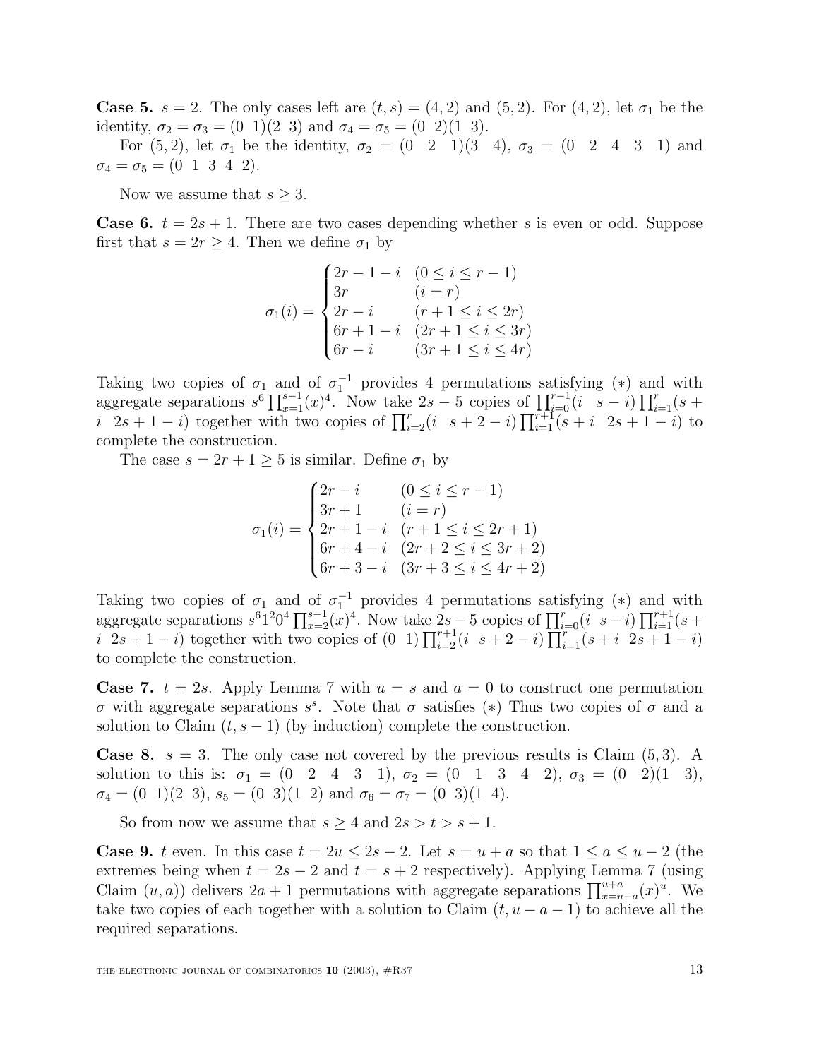**Case 5.** $s = 2$. The only cases left are $(t, s) = (4, 2)$ and $(5, 2)$. For $(4, 2)$, let $\sigma_1$ be the identity, $\sigma_2 = \sigma_3 = (0\ \ 1)(2\ \ 3)$ and $\sigma_4 = \sigma_5 = (0\ \ 2)(1\ \ 3)$.

For $(5, 2)$, let $\sigma_1$ be the identity, $\sigma_2 = (0\ \ 2\ \ 1)(3\ \ 4)$, $\sigma_3 = (0\ \ 2\ \ 4\ \ 3\ \ 1)$ and $\sigma_4 = \sigma_5 = (0\ \ 1\ \ 3\ \ 4\ \ 2)$.

Now we assume that $s \geq 3$.

**Case 6.** $t = 2s + 1$. There are two cases depending whether $s$ is even or odd. Suppose first that $s = 2r \geq 4$. Then we define $\sigma_1$ by

$$\sigma_1(i) = \begin{cases} 2r - 1 - i & (0 \leq i \leq r - 1) \\ 3r & (i = r) \\ 2r - i & (r + 1 \leq i \leq 2r) \\ 6r + 1 - i & (2r + 1 \leq i \leq 3r) \\ 6r - i & (3r + 1 \leq i \leq 4r) \end{cases}$$

Taking two copies of $\sigma_1$ and of $\sigma_1^{-1}$ provides 4 permutations satisfying $(*)$ and with aggregate separations $s^6 \prod_{x=1}^{s-1}(x)^4$. Now take $2s - 5$ copies of $\prod_{i=0}^{r-1}(i\ \ s - i) \prod_{i=1}^{r}(s + i\ \ 2s + 1 - i)$ together with two copies of $\prod_{i=2}^{r}(i\ \ s + 2 - i) \prod_{i=1}^{r+1}(s + i\ \ 2s + 1 - i)$ to complete the construction.

The case $s = 2r + 1 \geq 5$ is similar. Define $\sigma_1$ by

$$\sigma_1(i) = \begin{cases} 2r - i & (0 \leq i \leq r - 1) \\ 3r + 1 & (i = r) \\ 2r + 1 - i & (r + 1 \leq i \leq 2r + 1) \\ 6r + 4 - i & (2r + 2 \leq i \leq 3r + 2) \\ 6r + 3 - i & (3r + 3 \leq i \leq 4r + 2) \end{cases}$$

Taking two copies of $\sigma_1$ and of $\sigma_1^{-1}$ provides 4 permutations satisfying $(*)$ and with aggregate separations $s^6 1^2 0^4 \prod_{x=2}^{s-1}(x)^4$. Now take $2s - 5$ copies of $\prod_{i=0}^{r}(i\ \ s - i) \prod_{i=1}^{r+1}(s + i\ \ 2s + 1 - i)$ together with two copies of $(0\ \ 1) \prod_{i=2}^{r+1}(i\ \ s + 2 - i) \prod_{i=1}^{r}(s + i\ \ 2s + 1 - i)$ to complete the construction.

**Case 7.** $t = 2s$. Apply Lemma 7 with $u = s$ and $a = 0$ to construct one permutation $\sigma$ with aggregate separations $s^s$. Note that $\sigma$ satisfies $(*)$ Thus two copies of $\sigma$ and a solution to Claim $(t, s - 1)$ (by induction) complete the construction.

**Case 8.** $s = 3$. The only case not covered by the previous results is Claim $(5, 3)$. A solution to this is: $\sigma_1 = (0\ \ 2\ \ 4\ \ 3\ \ 1)$, $\sigma_2 = (0\ \ 1\ \ 3\ \ 4\ \ 2)$, $\sigma_3 = (0\ \ 2)(1\ \ 3)$, $\sigma_4 = (0\ \ 1)(2\ \ 3)$, $s_5 = (0\ \ 3)(1\ \ 2)$ and $\sigma_6 = \sigma_7 = (0\ \ 3)(1\ \ 4)$.

So from now we assume that $s \geq 4$ and $2s > t > s + 1$.

**Case 9.** $t$ even. In this case $t = 2u \leq 2s - 2$. Let $s = u + a$ so that $1 \leq a \leq u - 2$ (the extremes being when $t = 2s - 2$ and $t = s + 2$ respectively). Applying Lemma 7 (using Claim $(u, a)$) delivers $2a + 1$ permutations with aggregate separations $\prod_{x=u-a}^{u+a}(x)^u$. We take two copies of each together with a solution to Claim $(t, u - a - 1)$ to achieve all the required separations.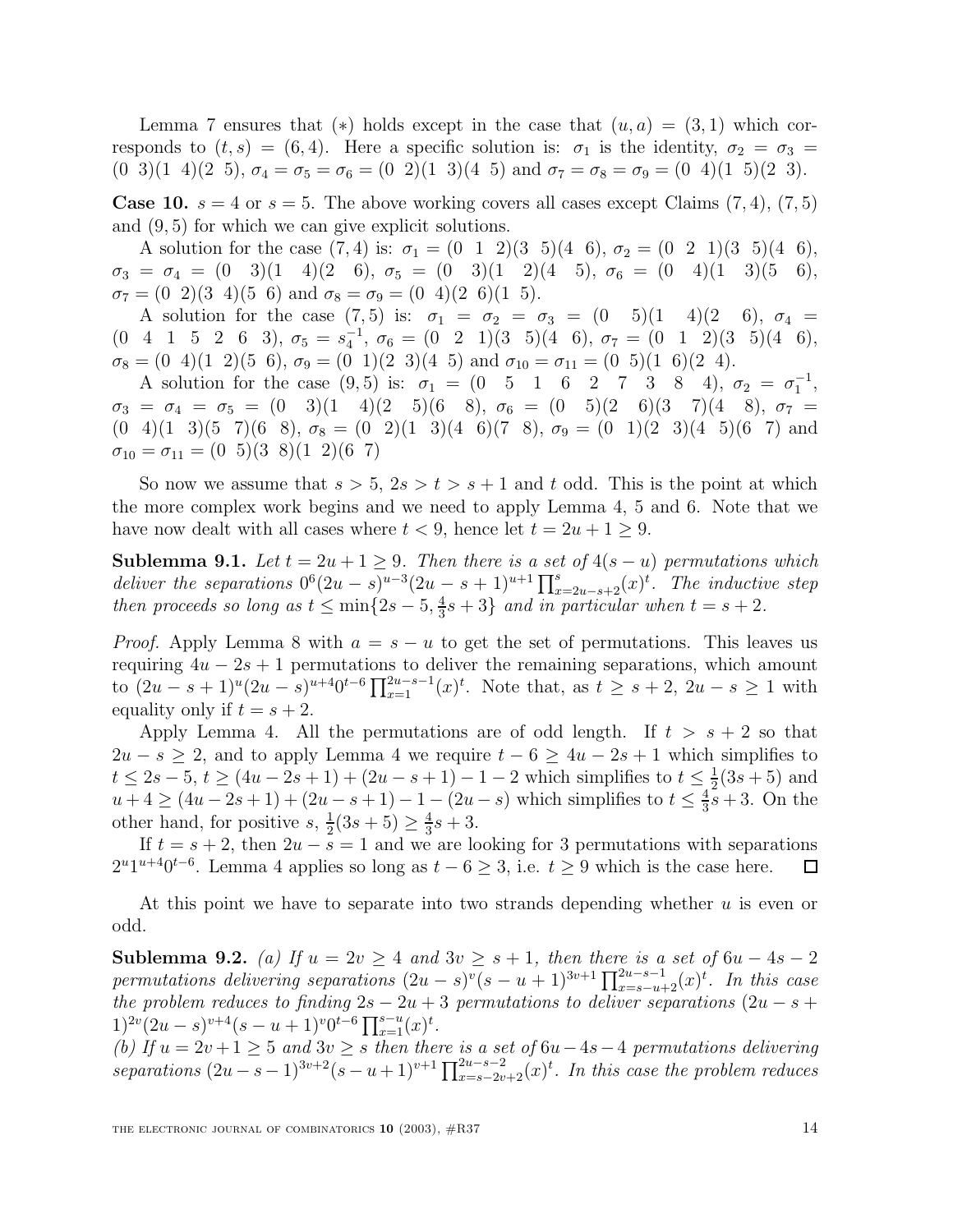Lemma 7 ensures that (∗) holds except in the case that $(u, a) = (3, 1)$ which corresponds to $(t, s) = (6, 4)$. Here a specific solution is: $\sigma_1$ is the identity, $\sigma_2 = \sigma_3 = (0\ \ 3)(1\ \ 4)(2\ \ 5)$, $\sigma_4 = \sigma_5 = \sigma_6 = (0\ \ 2)(1\ \ 3)(4\ \ 5)$ and $\sigma_7 = \sigma_8 = \sigma_9 = (0\ \ 4)(1\ \ 5)(2\ \ 3)$.

**Case 10.** $s = 4$ or $s = 5$. The above working covers all cases except Claims $(7, 4)$, $(7, 5)$ and $(9, 5)$ for which we can give explicit solutions.

A solution for the case $(7, 4)$ is: $\sigma_1 = (0\ \ 1\ \ 2)(3\ \ 5)(4\ \ 6)$, $\sigma_2 = (0\ \ 2\ \ 1)(3\ \ 5)(4\ \ 6)$, $\sigma_3 = \sigma_4 = (0\ \ 3)(1\ \ 4)(2\ \ 6)$, $\sigma_5 = (0\ \ 3)(1\ \ 2)(4\ \ 5)$, $\sigma_6 = (0\ \ 4)(1\ \ 3)(5\ \ 6)$, $\sigma_7 = (0\ \ 2)(3\ \ 4)(5\ \ 6)$ and $\sigma_8 = \sigma_9 = (0\ \ 4)(2\ \ 6)(1\ \ 5)$.

A solution for the case $(7, 5)$ is: $\sigma_1 = \sigma_2 = \sigma_3 = (0\ \ 5)(1\ \ 4)(2\ \ 6)$, $\sigma_4 = (0\ \ 4\ \ 1\ \ 5\ \ 2\ \ 6\ \ 3)$, $\sigma_5 = s_4^{-1}$, $\sigma_6 = (0\ \ 2\ \ 1)(3\ \ 5)(4\ \ 6)$, $\sigma_7 = (0\ \ 1\ \ 2)(3\ \ 5)(4\ \ 6)$, $\sigma_8 = (0\ \ 4)(1\ \ 2)(5\ \ 6)$, $\sigma_9 = (0\ \ 1)(2\ \ 3)(4\ \ 5)$ and $\sigma_{10} = \sigma_{11} = (0\ \ 5)(1\ \ 6)(2\ \ 4)$.

A solution for the case $(9, 5)$ is: $\sigma_1 = (0\ \ 5\ \ 1\ \ 6\ \ 2\ \ 7\ \ 3\ \ 8\ \ 4)$, $\sigma_2 = \sigma_1^{-1}$, $\sigma_3 = \sigma_4 = \sigma_5 = (0\ \ 3)(1\ \ 4)(2\ \ 5)(6\ \ 8)$, $\sigma_6 = (0\ \ 5)(2\ \ 6)(3\ \ 7)(4\ \ 8)$, $\sigma_7 = (0\ \ 4)(1\ \ 3)(5\ \ 7)(6\ \ 8)$, $\sigma_8 = (0\ \ 2)(1\ \ 3)(4\ \ 6)(7\ \ 8)$, $\sigma_9 = (0\ \ 1)(2\ \ 3)(4\ \ 5)(6\ \ 7)$ and $\sigma_{10} = \sigma_{11} = (0\ \ 5)(3\ \ 8)(1\ \ 2)(6\ \ 7)$

So now we assume that $s > 5$, $2s > t > s + 1$ and $t$ odd. This is the point at which the more complex work begins and we need to apply Lemma 4, 5 and 6. Note that we have now dealt with all cases where $t < 9$, hence let $t = 2u + 1 \geq 9$.

**Sublemma 9.1.** *Let $t = 2u + 1 \geq 9$. Then there is a set of $4(s - u)$ permutations which deliver the separations $0^6(2u - s)^{u-3}(2u - s + 1)^{u+1}\prod_{x=2u-s+2}^{s}(x)^t$. The inductive step then proceeds so long as $t \leq \min\{2s - 5, \frac{4}{3}s + 3\}$ and in particular when $t = s + 2$.*

*Proof.* Apply Lemma 8 with $a = s - u$ to get the set of permutations. This leaves us requiring $4u - 2s + 1$ permutations to deliver the remaining separations, which amount to $(2u - s + 1)^u(2u - s)^{u+4}0^{t-6}\prod_{x=1}^{2u-s-1}(x)^t$. Note that, as $t \geq s + 2$, $2u - s \geq 1$ with equality only if $t = s + 2$.

Apply Lemma 4. All the permutations are of odd length. If $t > s + 2$ so that $2u - s \geq 2$, and to apply Lemma 4 we require $t - 6 \geq 4u - 2s + 1$ which simplifies to $t \leq 2s - 5$, $t \geq (4u - 2s + 1) + (2u - s + 1) - 1 - 2$ which simplifies to $t \leq \frac{1}{2}(3s + 5)$ and $u + 4 \geq (4u - 2s + 1) + (2u - s + 1) - 1 - (2u - s)$ which simplifies to $t \leq \frac{4}{3}s + 3$. On the other hand, for positive $s$, $\frac{1}{2}(3s + 5) \geq \frac{4}{3}s + 3$.

If $t = s + 2$, then $2u - s = 1$ and we are looking for 3 permutations with separations $2^u1^{u+4}0^{t-6}$. Lemma 4 applies so long as $t - 6 \geq 3$, i.e. $t \geq 9$ which is the case here. □

At this point we have to separate into two strands depending whether $u$ is even or odd.

**Sublemma 9.2.** *(a) If $u = 2v \geq 4$ and $3v \geq s + 1$, then there is a set of $6u - 4s - 2$ permutations delivering separations $(2u - s)^v(s - u + 1)^{3v+1}\prod_{x=s-u+2}^{2u-s-1}(x)^t$. In this case the problem reduces to finding $2s - 2u + 3$ permutations to deliver separations $(2u - s + 1)^{2v}(2u - s)^{v+4}(s - u + 1)^v0^{t-6}\prod_{x=1}^{s-u}(x)^t$.*
*(b) If $u = 2v + 1 \geq 5$ and $3v \geq s$ then there is a set of $6u - 4s - 4$ permutations delivering separations $(2u - s - 1)^{3v+2}(s - u + 1)^{v+1}\prod_{x=s-2v+2}^{2u-s-2}(x)^t$. In this case the problem reduces*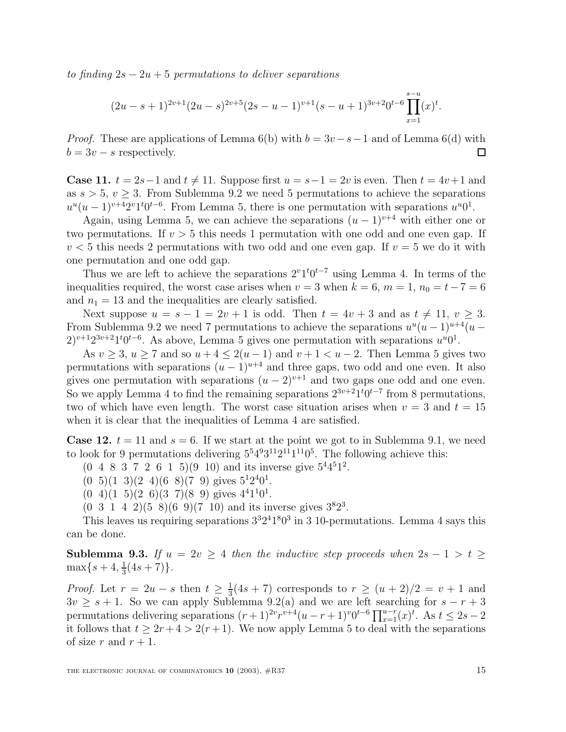*to finding $2s - 2u + 5$ permutations to deliver separations*

$$(2u - s + 1)^{2v+1}(2u - s)^{2v+5}(2s - u - 1)^{v+1}(s - u + 1)^{3v+2}0^{t-6}\prod_{x=1}^{s-u}(x)^t.$$

*Proof.* These are applications of Lemma 6(b) with $b = 3v - s - 1$ and of Lemma 6(d) with $b = 3v - s$ respectively. □

**Case 11.** $t = 2s - 1$ and $t \neq 11$. Suppose first $u = s - 1 = 2v$ is even. Then $t = 4v + 1$ and as $s > 5$, $v \geq 3$. From Sublemma 9.2 we need 5 permutations to achieve the separations $u^u(u-1)^{v+4}2^v1^t0^{t-6}$. From Lemma 5, there is one permutation with separations $u^u0^1$.

Again, using Lemma 5, we can achieve the separations $(u-1)^{v+4}$ with either one or two permutations. If $v > 5$ this needs 1 permutation with one odd and one even gap. If $v < 5$ this needs 2 permutations with two odd and one even gap. If $v = 5$ we do it with one permutation and one odd gap.

Thus we are left to achieve the separations $2^v1^t0^{t-7}$ using Lemma 4. In terms of the inequalities required, the worst case arises when $v = 3$ when $k = 6$, $m = 1$, $n_0 = t - 7 = 6$ and $n_1 = 13$ and the inequalities are clearly satisfied.

Next suppose $u = s - 1 = 2v + 1$ is odd. Then $t = 4v + 3$ and as $t \neq 11$, $v \geq 3$. From Sublemma 9.2 we need 7 permutations to achieve the separations $u^u(u-1)^{u+4}(u-2)^{v+1}2^{3v+2}1^t0^{t-6}$. As above, Lemma 5 gives one permutation with separations $u^u0^1$.

As $v \geq 3$, $u \geq 7$ and so $u + 4 \leq 2(u-1)$ and $v + 1 < u - 2$. Then Lemma 5 gives two permutations with separations $(u-1)^{u+4}$ and three gaps, two odd and one even. It also gives one permutation with separations $(u-2)^{v+1}$ and two gaps one odd and one even. So we apply Lemma 4 to find the remaining separations $2^{3v+2}1^t0^{t-7}$ from 8 permutations, two of which have even length. The worst case situation arises when $v = 3$ and $t = 15$ when it is clear that the inequalities of Lemma 4 are satisfied.

**Case 12.** $t = 11$ and $s = 6$. If we start at the point we got to in Sublemma 9.1, we need to look for 9 permutations delivering $5^54^93^{11}2^{11}1^{11}0^5$. The following achieve this:

(0 4 8 3 7 2 6 1 5)(9 10) and its inverse give $5^44^51^2$.

(0 5)(1 3)(2 4)(6 8)(7 9) gives $5^12^40^1$.

(0 4)(1 5)(2 6)(3 7)(8 9) gives $4^41^10^1$.

(0 3 1 4 2)(5 8)(6 9)(7 10) and its inverse gives $3^82^3$.

This leaves us requiring separations $3^32^41^80^3$ in 3 10-permutations. Lemma 4 says this can be done.

**Sublemma 9.3.** *If $u = 2v \geq 4$ then the inductive step proceeds when $2s - 1 > t \geq \max\{s + 4, \frac{1}{3}(4s + 7)\}$.*

*Proof.* Let $r = 2u - s$ then $t \geq \frac{1}{3}(4s + 7)$ corresponds to $r \geq (u + 2)/2 = v + 1$ and $3v \geq s + 1$. So we can apply Sublemma 9.2(a) and we are left searching for $s - r + 3$ permutations delivering separations $(r+1)^{2v}r^{v+4}(u - r + 1)^v0^{t-6}\prod_{x=1}^{u-r}(x)^t$. As $t \leq 2s - 2$ it follows that $t \geq 2r + 4 > 2(r + 1)$. We now apply Lemma 5 to deal with the separations of size $r$ and $r + 1$.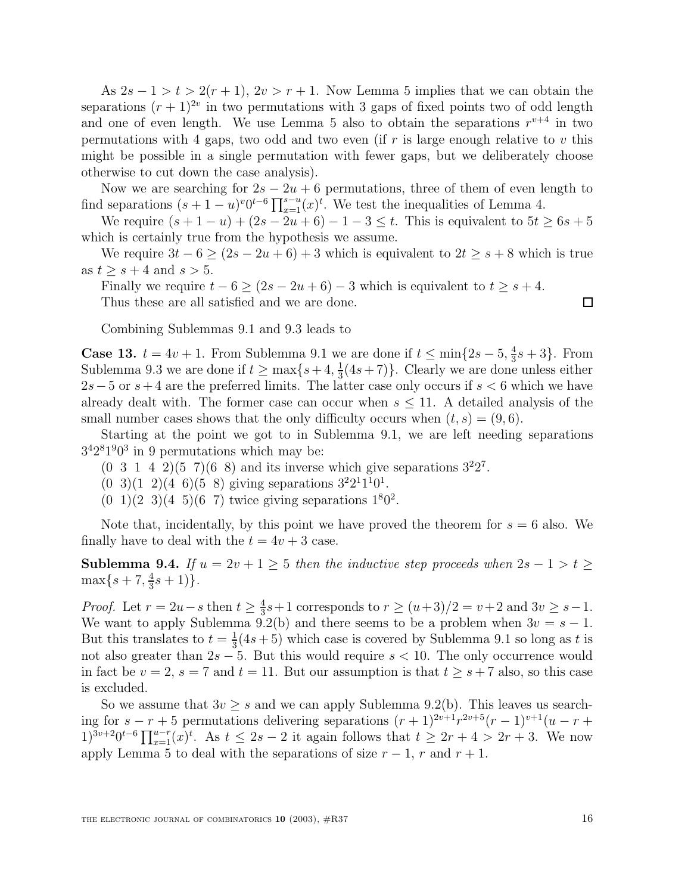As $2s-1 > t > 2(r+1)$, $2v > r+1$. Now Lemma 5 implies that we can obtain the separations $(r+1)^{2v}$ in two permutations with 3 gaps of fixed points two of odd length and one of even length. We use Lemma 5 also to obtain the separations $r^{v+4}$ in two permutations with 4 gaps, two odd and two even (if $r$ is large enough relative to $v$ this might be possible in a single permutation with fewer gaps, but we deliberately choose otherwise to cut down the case analysis).

Now we are searching for $2s-2u+6$ permutations, three of them of even length to find separations $(s+1-u)^v 0^{t-6} \prod_{x=1}^{s-u}(x)^t$. We test the inequalities of Lemma 4.

We require $(s+1-u)+(2s-2u+6)-1-3 \leq t$. This is equivalent to $5t \geq 6s+5$ which is certainly true from the hypothesis we assume.

We require $3t-6 \geq (2s-2u+6)+3$ which is equivalent to $2t \geq s+8$ which is true as $t \geq s+4$ and $s > 5$.

Finally we require $t-6 \geq (2s-2u+6)-3$ which is equivalent to $t \geq s+4$.

Thus these are all satisfied and we are done. $\square$

Combining Sublemmas 9.1 and 9.3 leads to

**Case 13.** $t = 4v+1$. From Sublemma 9.1 we are done if $t \leq \min\{2s-5, \frac{4}{3}s+3\}$. From Sublemma 9.3 we are done if $t \geq \max\{s+4, \frac{1}{3}(4s+7)\}$. Clearly we are done unless either $2s-5$ or $s+4$ are the preferred limits. The latter case only occurs if $s < 6$ which we have already dealt with. The former case can occur when $s \leq 11$. A detailed analysis of the small number cases shows that the only difficulty occurs when $(t,s) = (9,6)$.

Starting at the point we got to in Sublemma 9.1, we are left needing separations $3^4 2^8 1^9 0^3$ in 9 permutations which may be:

$(0\ \ 3\ \ 1\ \ 4\ \ 2)(5\ \ 7)(6\ \ 8)$ and its inverse which give separations $3^2 2^7$.

$(0\ \ 3)(1\ \ 2)(4\ \ 6)(5\ \ 8)$ giving separations $3^2 2^1 1^1 0^1$.

$(0\ \ 1)(2\ \ 3)(4\ \ 5)(6\ \ 7)$ twice giving separations $1^8 0^2$.

Note that, incidentally, by this point we have proved the theorem for $s = 6$ also. We finally have to deal with the $t = 4v+3$ case.

**Sublemma 9.4.** *If $u = 2v+1 \geq 5$ then the inductive step proceeds when $2s-1 > t \geq \max\{s+7, \frac{4}{3}s+1)\}$.*

*Proof.* Let $r = 2u-s$ then $t \geq \frac{4}{3}s+1$ corresponds to $r \geq (u+3)/2 = v+2$ and $3v \geq s-1$. We want to apply Sublemma 9.2(b) and there seems to be a problem when $3v = s-1$. But this translates to $t = \frac{1}{3}(4s+5)$ which case is covered by Sublemma 9.1 so long as $t$ is not also greater than $2s-5$. But this would require $s < 10$. The only occurrence would in fact be $v = 2$, $s = 7$ and $t = 11$. But our assumption is that $t \geq s+7$ also, so this case is excluded.

So we assume that $3v \geq s$ and we can apply Sublemma 9.2(b). This leaves us searching for $s-r+5$ permutations delivering separations $(r+1)^{2v+1} r^{2v+5} (r-1)^{v+1} (u-r+1)^{3v+2} 0^{t-6} \prod_{x=1}^{u-r}(x)^t$. As $t \leq 2s-2$ it again follows that $t \geq 2r+4 > 2r+3$. We now apply Lemma 5 to deal with the separations of size $r-1$, $r$ and $r+1$.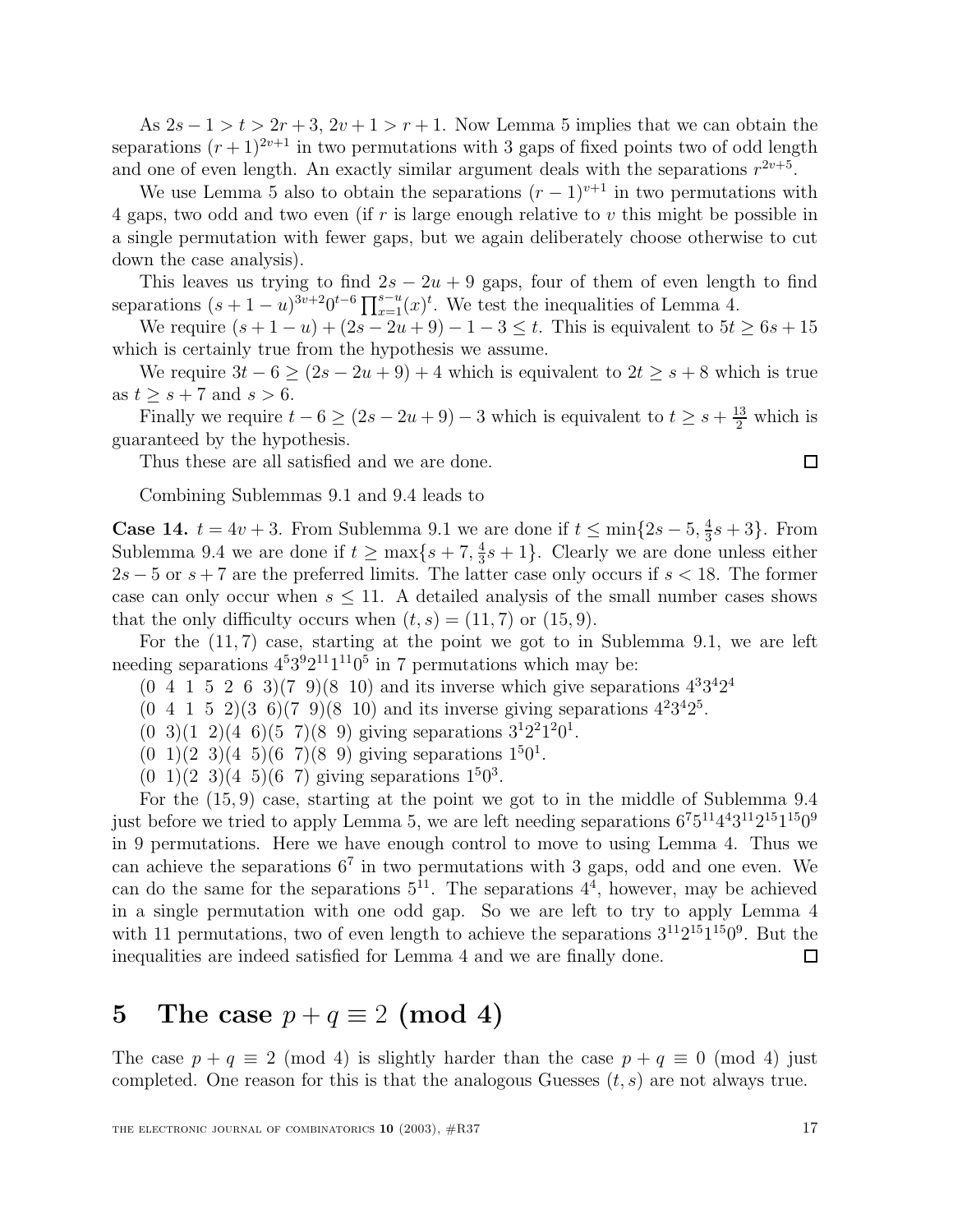As $2s-1 > t > 2r+3$, $2v+1 > r+1$. Now Lemma 5 implies that we can obtain the separations $(r+1)^{2v+1}$ in two permutations with 3 gaps of fixed points two of odd length and one of even length. An exactly similar argument deals with the separations $r^{2v+5}$.

We use Lemma 5 also to obtain the separations $(r-1)^{v+1}$ in two permutations with 4 gaps, two odd and two even (if $r$ is large enough relative to $v$ this might be possible in a single permutation with fewer gaps, but we again deliberately choose otherwise to cut down the case analysis).

This leaves us trying to find $2s-2u+9$ gaps, four of them of even length to find separations $(s+1-u)^{3v+2}0^{t-6}\prod_{x=1}^{s-u}(x)^t$. We test the inequalities of Lemma 4.

We require $(s+1-u)+(2s-2u+9)-1-3 \le t$. This is equivalent to $5t \ge 6s+15$ which is certainly true from the hypothesis we assume.

We require $3t-6 \ge (2s-2u+9)+4$ which is equivalent to $2t \ge s+8$ which is true as $t \ge s+7$ and $s > 6$.

Finally we require $t-6 \ge (2s-2u+9)-3$ which is equivalent to $t \ge s+\frac{13}{2}$ which is guaranteed by the hypothesis.

Thus these are all satisfied and we are done. □

Combining Sublemmas 9.1 and 9.4 leads to

**Case 14.** $t = 4v+3$. From Sublemma 9.1 we are done if $t \le \min\{2s-5, \frac{4}{3}s+3\}$. From Sublemma 9.4 we are done if $t \ge \max\{s+7, \frac{4}{3}s+1\}$. Clearly we are done unless either $2s-5$ or $s+7$ are the preferred limits. The latter case only occurs if $s < 18$. The former case can only occur when $s \le 11$. A detailed analysis of the small number cases shows that the only difficulty occurs when $(t,s) = (11,7)$ or $(15,9)$.

For the $(11,7)$ case, starting at the point we got to in Sublemma 9.1, we are left needing separations $4^5 3^9 2^{11} 1^{11} 0^5$ in 7 permutations which may be:

$(0\ \ 4\ \ 1\ \ 5\ \ 2\ \ 6\ \ 3)(7\ \ 9)(8\ \ 10)$ and its inverse which give separations $4^3 3^4 2^4$

$(0\ \ 4\ \ 1\ \ 5\ \ 2)(3\ \ 6)(7\ \ 9)(8\ \ 10)$ and its inverse giving separations $4^2 3^4 2^5$.

$(0\ \ 3)(1\ \ 2)(4\ \ 6)(5\ \ 7)(8\ \ 9)$ giving separations $3^1 2^2 1^2 0^1$.

$(0\ \ 1)(2\ \ 3)(4\ \ 5)(6\ \ 7)(8\ \ 9)$ giving separations $1^5 0^1$.

$(0\ \ 1)(2\ \ 3)(4\ \ 5)(6\ \ 7)$ giving separations $1^5 0^3$.

For the $(15,9)$ case, starting at the point we got to in the middle of Sublemma 9.4 just before we tried to apply Lemma 5, we are left needing separations $6^7 5^{11} 4^4 3^{11} 2^{15} 1^{15} 0^9$ in 9 permutations. Here we have enough control to move to using Lemma 4. Thus we can achieve the separations $6^7$ in two permutations with 3 gaps, odd and one even. We can do the same for the separations $5^{11}$. The separations $4^4$, however, may be achieved in a single permutation with one odd gap. So we are left to try to apply Lemma 4 with 11 permutations, two of even length to achieve the separations $3^{11} 2^{15} 1^{15} 0^9$. But the inequalities are indeed satisfied for Lemma 4 and we are finally done. □

# 5 The case $p+q \equiv 2 \pmod 4$

The case $p+q \equiv 2 \pmod 4$ is slightly harder than the case $p+q \equiv 0 \pmod 4$ just completed. One reason for this is that the analogous Guesses $(t,s)$ are not always true.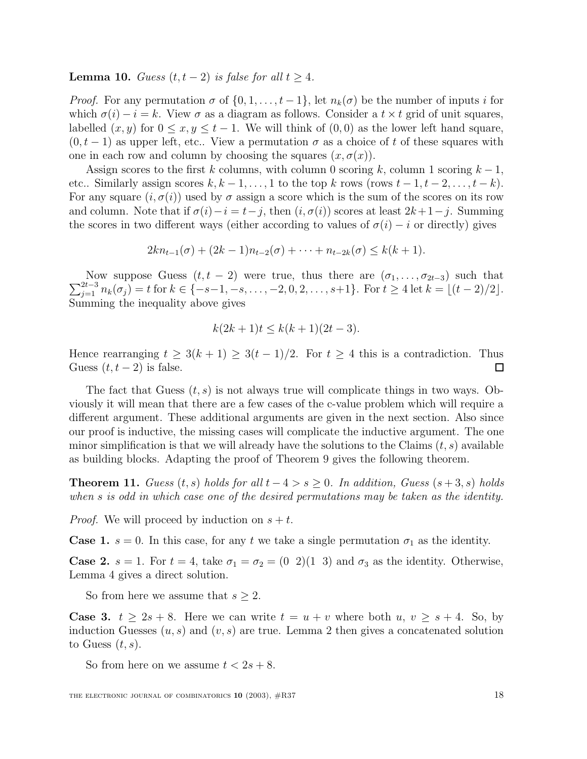**Lemma 10.** *Guess $(t, t-2)$ is false for all $t \geq 4$.*

*Proof.* For any permutation $\sigma$ of $\{0, 1, \ldots, t-1\}$, let $n_k(\sigma)$ be the number of inputs $i$ for which $\sigma(i) - i = k$. View $\sigma$ as a diagram as follows. Consider a $t \times t$ grid of unit squares, labelled $(x, y)$ for $0 \leq x, y \leq t-1$. We will think of $(0, 0)$ as the lower left hand square, $(0, t-1)$ as upper left, etc.. View a permutation $\sigma$ as a choice of $t$ of these squares with one in each row and column by choosing the squares $(x, \sigma(x))$.

Assign scores to the first $k$ columns, with column 0 scoring $k$, column 1 scoring $k-1$, etc.. Similarly assign scores $k, k-1, \ldots, 1$ to the top $k$ rows (rows $t-1, t-2, \ldots, t-k$). For any square $(i, \sigma(i))$ used by $\sigma$ assign a score which is the sum of the scores on its row and column. Note that if $\sigma(i) - i = t - j$, then $(i, \sigma(i))$ scores at least $2k+1-j$. Summing the scores in two different ways (either according to values of $\sigma(i) - i$ or directly) gives

$$2kn_{t-1}(\sigma) + (2k-1)n_{t-2}(\sigma) + \cdots + n_{t-2k}(\sigma) \leq k(k+1).$$

Now suppose Guess $(t, t-2)$ were true, thus there are $(\sigma_1, \ldots, \sigma_{2t-3})$ such that $\sum_{j=1}^{2t-3} n_k(\sigma_j) = t$ for $k \in \{-s-1, -s, \ldots, -2, 0, 2, \ldots, s+1\}$. For $t \geq 4$ let $k = \lfloor (t-2)/2 \rfloor$. Summing the inequality above gives

$$k(2k+1)t \leq k(k+1)(2t-3).$$

Hence rearranging $t \geq 3(k+1) \geq 3(t-1)/2$. For $t \geq 4$ this is a contradiction. Thus Guess $(t, t-2)$ is false. $\square$

The fact that Guess $(t, s)$ is not always true will complicate things in two ways. Obviously it will mean that there are a few cases of the c-value problem which will require a different argument. These additional arguments are given in the next section. Also since our proof is inductive, the missing cases will complicate the inductive argument. The one minor simplification is that we will already have the solutions to the Claims $(t, s)$ available as building blocks. Adapting the proof of Theorem 9 gives the following theorem.

**Theorem 11.** *Guess $(t, s)$ holds for all $t - 4 > s \geq 0$. In addition, Guess $(s+3, s)$ holds when $s$ is odd in which case one of the desired permutations may be taken as the identity.*

*Proof.* We will proceed by induction on $s + t$.

**Case 1.** $s = 0$. In this case, for any $t$ we take a single permutation $\sigma_1$ as the identity.

**Case 2.** $s = 1$. For $t = 4$, take $\sigma_1 = \sigma_2 = (0\ \ 2)(1\ \ 3)$ and $\sigma_3$ as the identity. Otherwise, Lemma 4 gives a direct solution.

So from here we assume that $s \geq 2$.

**Case 3.** $t \geq 2s + 8$. Here we can write $t = u + v$ where both $u, v \geq s + 4$. So, by induction Guesses $(u, s)$ and $(v, s)$ are true. Lemma 2 then gives a concatenated solution to Guess $(t, s)$.

So from here on we assume $t < 2s + 8$.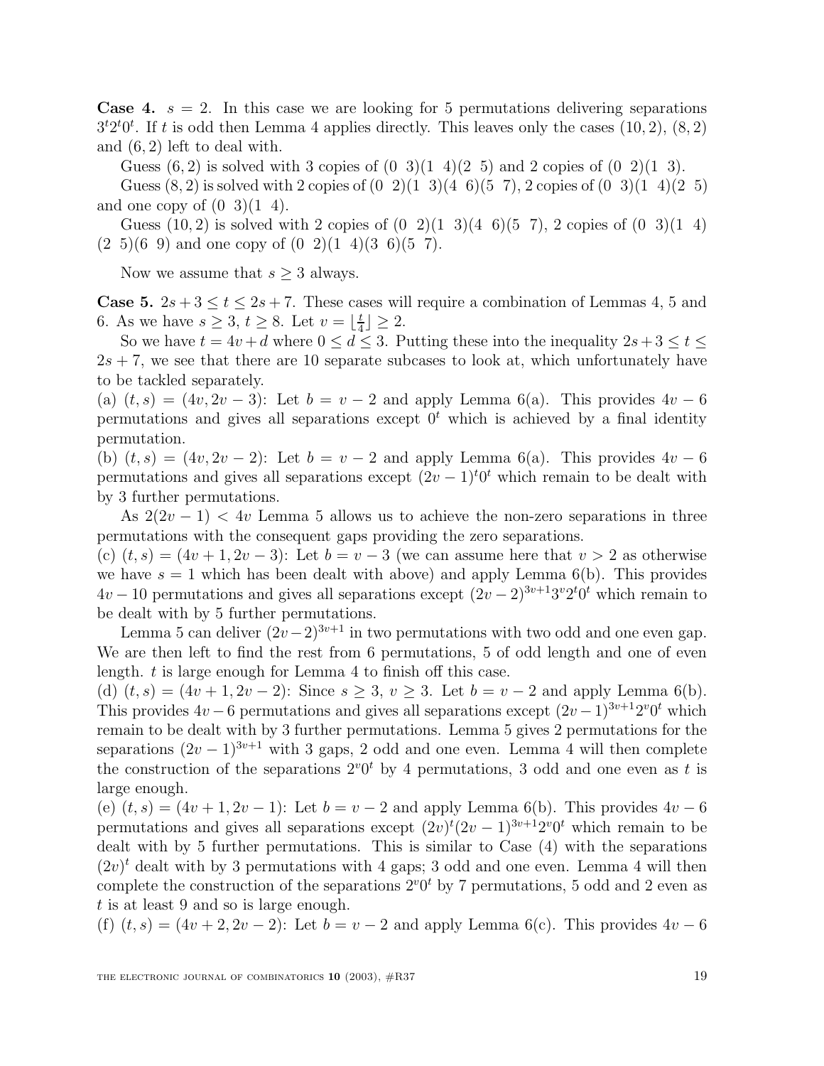**Case 4.** $s = 2$. In this case we are looking for 5 permutations delivering separations $3^t 2^t 0^t$. If $t$ is odd then Lemma 4 applies directly. This leaves only the cases $(10, 2)$, $(8, 2)$ and $(6, 2)$ left to deal with.

Guess $(6, 2)$ is solved with 3 copies of $(0\ \ 3)(1\ \ 4)(2\ \ 5)$ and 2 copies of $(0\ \ 2)(1\ \ 3)$.

Guess $(8, 2)$ is solved with 2 copies of $(0\ \ 2)(1\ \ 3)(4\ \ 6)(5\ \ 7)$, 2 copies of $(0\ \ 3)(1\ \ 4)(2\ \ 5)$ and one copy of $(0\ \ 3)(1\ \ 4)$.

Guess $(10, 2)$ is solved with 2 copies of $(0\ \ 2)(1\ \ 3)(4\ \ 6)(5\ \ 7)$, 2 copies of $(0\ \ 3)(1\ \ 4)$ $(2\ \ 5)(6\ \ 9)$ and one copy of $(0\ \ 2)(1\ \ 4)(3\ \ 6)(5\ \ 7)$.

Now we assume that $s \geq 3$ always.

**Case 5.** $2s + 3 \leq t \leq 2s + 7$. These cases will require a combination of Lemmas 4, 5 and 6. As we have $s \geq 3$, $t \geq 8$. Let $v = \lfloor \frac{t}{4} \rfloor \geq 2$.

So we have $t = 4v + d$ where $0 \leq d \leq 3$. Putting these into the inequality $2s + 3 \leq t \leq 2s + 7$, we see that there are 10 separate subcases to look at, which unfortunately have to be tackled separately.

(a) $(t, s) = (4v, 2v - 3)$: Let $b = v - 2$ and apply Lemma 6(a). This provides $4v - 6$ permutations and gives all separations except $0^t$ which is achieved by a final identity permutation.

(b) $(t, s) = (4v, 2v - 2)$: Let $b = v - 2$ and apply Lemma 6(a). This provides $4v - 6$ permutations and gives all separations except $(2v - 1)^t 0^t$ which remain to be dealt with by 3 further permutations.

As $2(2v - 1) < 4v$ Lemma 5 allows us to achieve the non-zero separations in three permutations with the consequent gaps providing the zero separations.

(c) $(t, s) = (4v + 1, 2v - 3)$: Let $b = v - 3$ (we can assume here that $v > 2$ as otherwise we have $s = 1$ which has been dealt with above) and apply Lemma 6(b). This provides $4v - 10$ permutations and gives all separations except $(2v - 2)^{3v+1} 3^v 2^t 0^t$ which remain to be dealt with by 5 further permutations.

Lemma 5 can deliver $(2v - 2)^{3v+1}$ in two permutations with two odd and one even gap. We are then left to find the rest from 6 permutations, 5 of odd length and one of even length. $t$ is large enough for Lemma 4 to finish off this case.

(d) $(t, s) = (4v + 1, 2v - 2)$: Since $s \geq 3$, $v \geq 3$. Let $b = v - 2$ and apply Lemma 6(b). This provides $4v - 6$ permutations and gives all separations except $(2v - 1)^{3v+1} 2^v 0^t$ which remain to be dealt with by 3 further permutations. Lemma 5 gives 2 permutations for the separations $(2v - 1)^{3v+1}$ with 3 gaps, 2 odd and one even. Lemma 4 will then complete the construction of the separations $2^v 0^t$ by 4 permutations, 3 odd and one even as $t$ is large enough.

(e) $(t, s) = (4v + 1, 2v - 1)$: Let $b = v - 2$ and apply Lemma 6(b). This provides $4v - 6$ permutations and gives all separations except $(2v)^t (2v - 1)^{3v+1} 2^v 0^t$ which remain to be dealt with by 5 further permutations. This is similar to Case (4) with the separations $(2v)^t$ dealt with by 3 permutations with 4 gaps; 3 odd and one even. Lemma 4 will then complete the construction of the separations $2^v 0^t$ by 7 permutations, 5 odd and 2 even as $t$ is at least 9 and so is large enough.

(f) $(t, s) = (4v + 2, 2v - 2)$: Let $b = v - 2$ and apply Lemma 6(c). This provides $4v - 6$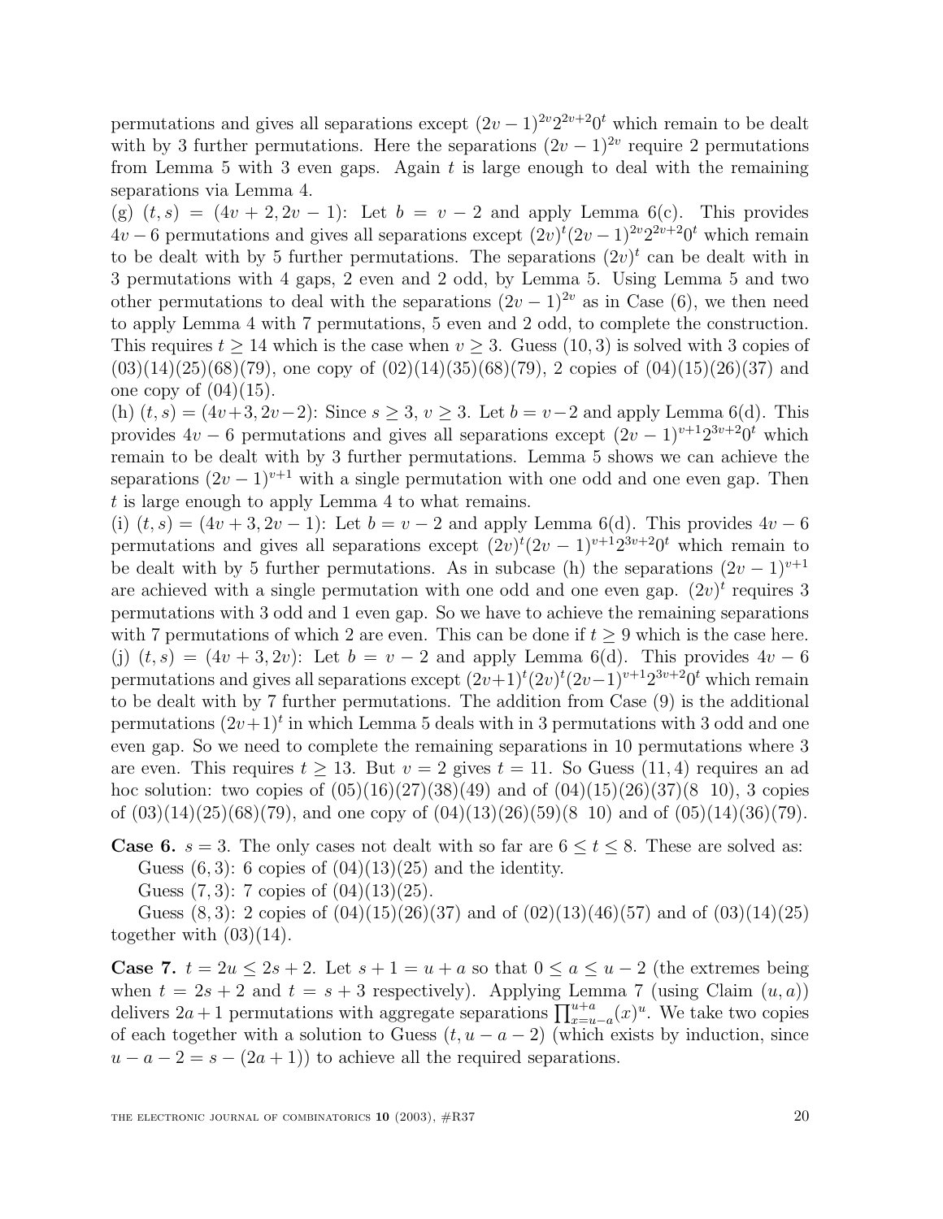permutations and gives all separations except $(2v-1)^{2v}2^{2v+2}0^t$ which remain to be dealt with by 3 further permutations. Here the separations $(2v-1)^{2v}$ require 2 permutations from Lemma 5 with 3 even gaps. Again $t$ is large enough to deal with the remaining separations via Lemma 4.

(g) $(t,s) = (4v+2, 2v-1)$: Let $b = v-2$ and apply Lemma 6(c). This provides $4v-6$ permutations and gives all separations except $(2v)^t(2v-1)^{2v}2^{2v+2}0^t$ which remain to be dealt with by 5 further permutations. The separations $(2v)^t$ can be dealt with in 3 permutations with 4 gaps, 2 even and 2 odd, by Lemma 5. Using Lemma 5 and two other permutations to deal with the separations $(2v-1)^{2v}$ as in Case (6), we then need to apply Lemma 4 with 7 permutations, 5 even and 2 odd, to complete the construction. This requires $t \geq 14$ which is the case when $v \geq 3$. Guess $(10,3)$ is solved with 3 copies of $(03)(14)(25)(68)(79)$, one copy of $(02)(14)(35)(68)(79)$, 2 copies of $(04)(15)(26)(37)$ and one copy of $(04)(15)$.

(h) $(t,s) = (4v+3, 2v-2)$: Since $s \geq 3$, $v \geq 3$. Let $b = v-2$ and apply Lemma 6(d). This provides $4v-6$ permutations and gives all separations except $(2v-1)^{v+1}2^{3v+2}0^t$ which remain to be dealt with by 3 further permutations. Lemma 5 shows we can achieve the separations $(2v-1)^{v+1}$ with a single permutation with one odd and one even gap. Then $t$ is large enough to apply Lemma 4 to what remains.

(i) $(t,s) = (4v+3, 2v-1)$: Let $b = v-2$ and apply Lemma 6(d). This provides $4v-6$ permutations and gives all separations except $(2v)^t(2v-1)^{v+1}2^{3v+2}0^t$ which remain to be dealt with by 5 further permutations. As in subcase (h) the separations $(2v-1)^{v+1}$ are achieved with a single permutation with one odd and one even gap. $(2v)^t$ requires 3 permutations with 3 odd and 1 even gap. So we have to achieve the remaining separations with 7 permutations of which 2 are even. This can be done if $t \geq 9$ which is the case here.

(j) $(t,s) = (4v+3, 2v)$: Let $b = v-2$ and apply Lemma 6(d). This provides $4v-6$ permutations and gives all separations except $(2v+1)^t(2v)^t(2v-1)^{v+1}2^{3v+2}0^t$ which remain to be dealt with by 7 further permutations. The addition from Case (9) is the additional permutations $(2v+1)^t$ in which Lemma 5 deals with in 3 permutations with 3 odd and one even gap. So we need to complete the remaining separations in 10 permutations where 3 are even. This requires $t \geq 13$. But $v = 2$ gives $t = 11$. So Guess $(11,4)$ requires an ad hoc solution: two copies of $(05)(16)(27)(38)(49)$ and of $(04)(15)(26)(37)(8\ 10)$, 3 copies of $(03)(14)(25)(68)(79)$, and one copy of $(04)(13)(26)(59)(8\ 10)$ and of $(05)(14)(36)(79)$.

**Case 6.** $s = 3$. The only cases not dealt with so far are $6 \leq t \leq 8$. These are solved as:

Guess $(6,3)$: 6 copies of $(04)(13)(25)$ and the identity.

Guess $(7,3)$: 7 copies of $(04)(13)(25)$.

Guess $(8,3)$: 2 copies of $(04)(15)(26)(37)$ and of $(02)(13)(46)(57)$ and of $(03)(14)(25)$ together with $(03)(14)$.

**Case 7.** $t = 2u \leq 2s+2$. Let $s+1 = u+a$ so that $0 \leq a \leq u-2$ (the extremes being when $t = 2s+2$ and $t = s+3$ respectively). Applying Lemma 7 (using Claim $(u,a)$) delivers $2a+1$ permutations with aggregate separations $\prod_{x=u-a}^{u+a}(x)^u$. We take two copies of each together with a solution to Guess $(t, u-a-2)$ (which exists by induction, since $u-a-2 = s-(2a+1)$) to achieve all the required separations.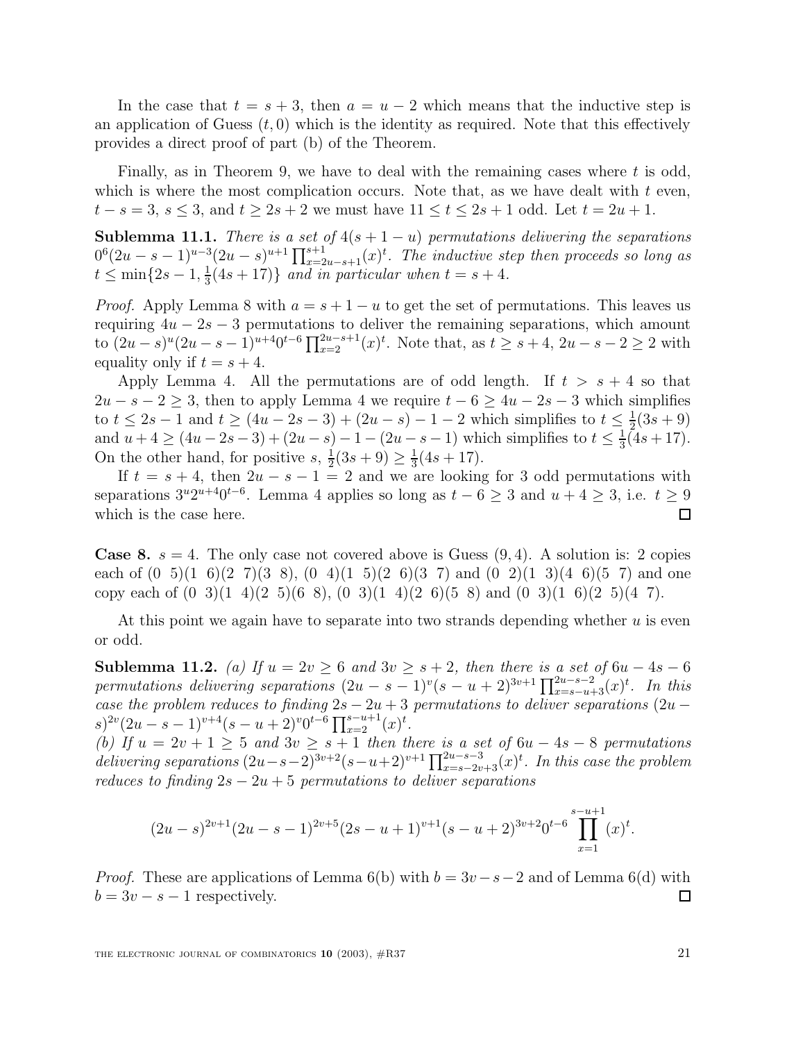In the case that $t = s + 3$, then $a = u - 2$ which means that the inductive step is an application of Guess $(t, 0)$ which is the identity as required. Note that this effectively provides a direct proof of part (b) of the Theorem.

Finally, as in Theorem 9, we have to deal with the remaining cases where $t$ is odd, which is where the most complication occurs. Note that, as we have dealt with $t$ even, $t - s = 3$, $s \leq 3$, and $t \geq 2s + 2$ we must have $11 \leq t \leq 2s + 1$ odd. Let $t = 2u + 1$.

**Sublemma 11.1.** *There is a set of $4(s + 1 - u)$ permutations delivering the separations $0^6(2u - s - 1)^{u-3}(2u - s)^{u+1} \prod_{x=2u-s+1}^{s+1}(x)^t$. The inductive step then proceeds so long as $t \leq \min\{2s - 1, \frac{1}{3}(4s + 17)\}$ and in particular when $t = s + 4$.*

*Proof.* Apply Lemma 8 with $a = s + 1 - u$ to get the set of permutations. This leaves us requiring $4u - 2s - 3$ permutations to deliver the remaining separations, which amount to $(2u - s)^u(2u - s - 1)^{u+4}0^{t-6} \prod_{x=2}^{2u-s+1}(x)^t$. Note that, as $t \geq s + 4$, $2u - s - 2 \geq 2$ with equality only if $t = s + 4$.

Apply Lemma 4. All the permutations are of odd length. If $t > s + 4$ so that $2u - s - 2 \geq 3$, then to apply Lemma 4 we require $t - 6 \geq 4u - 2s - 3$ which simplifies to $t \leq 2s - 1$ and $t \geq (4u - 2s - 3) + (2u - s) - 1 - 2$ which simplifies to $t \leq \frac{1}{2}(3s + 9)$ and $u + 4 \geq (4u - 2s - 3) + (2u - s) - 1 - (2u - s - 1)$ which simplifies to $t \leq \frac{1}{3}(4s + 17)$. On the other hand, for positive $s$, $\frac{1}{2}(3s + 9) \geq \frac{1}{3}(4s + 17)$.

If $t = s + 4$, then $2u - s - 1 = 2$ and we are looking for 3 odd permutations with separations $3^u2^{u+4}0^{t-6}$. Lemma 4 applies so long as $t - 6 \geq 3$ and $u + 4 \geq 3$, i.e. $t \geq 9$ which is the case here. □

**Case 8.** $s = 4$. The only case not covered above is Guess $(9, 4)$. A solution is: 2 copies each of $(0\ \ 5)(1\ \ 6)(2\ \ 7)(3\ \ 8)$, $(0\ \ 4)(1\ \ 5)(2\ \ 6)(3\ \ 7)$ and $(0\ \ 2)(1\ \ 3)(4\ \ 6)(5\ \ 7)$ and one copy each of $(0\ \ 3)(1\ \ 4)(2\ \ 5)(6\ \ 8)$, $(0\ \ 3)(1\ \ 4)(2\ \ 6)(5\ \ 8)$ and $(0\ \ 3)(1\ \ 6)(2\ \ 5)(4\ \ 7)$.

At this point we again have to separate into two strands depending whether $u$ is even or odd.

**Sublemma 11.2.** *(a) If $u = 2v \geq 6$ and $3v \geq s + 2$, then there is a set of $6u - 4s - 6$ permutations delivering separations $(2u - s - 1)^v(s - u + 2)^{3v+1} \prod_{x=s-u+3}^{2u-s-2}(x)^t$. In this case the problem reduces to finding $2s - 2u + 3$ permutations to deliver separations $(2u - s)^{2v}(2u - s - 1)^{v+4}(s - u + 2)^v0^{t-6} \prod_{x=2}^{s-u+1}(x)^t$.*
*(b) If $u = 2v + 1 \geq 5$ and $3v \geq s + 1$ then there is a set of $6u - 4s - 8$ permutations delivering separations $(2u - s - 2)^{3v+2}(s - u + 2)^{v+1} \prod_{x=s-2v+3}^{2u-s-3}(x)^t$. In this case the problem reduces to finding $2s - 2u + 5$ permutations to deliver separations*

$$(2u - s)^{2v+1}(2u - s - 1)^{2v+5}(2s - u + 1)^{v+1}(s - u + 2)^{3v+2}0^{t-6} \prod_{x=1}^{s-u+1}(x)^t.$$

*Proof.* These are applications of Lemma 6(b) with $b = 3v - s - 2$ and of Lemma 6(d) with $b = 3v - s - 1$ respectively. □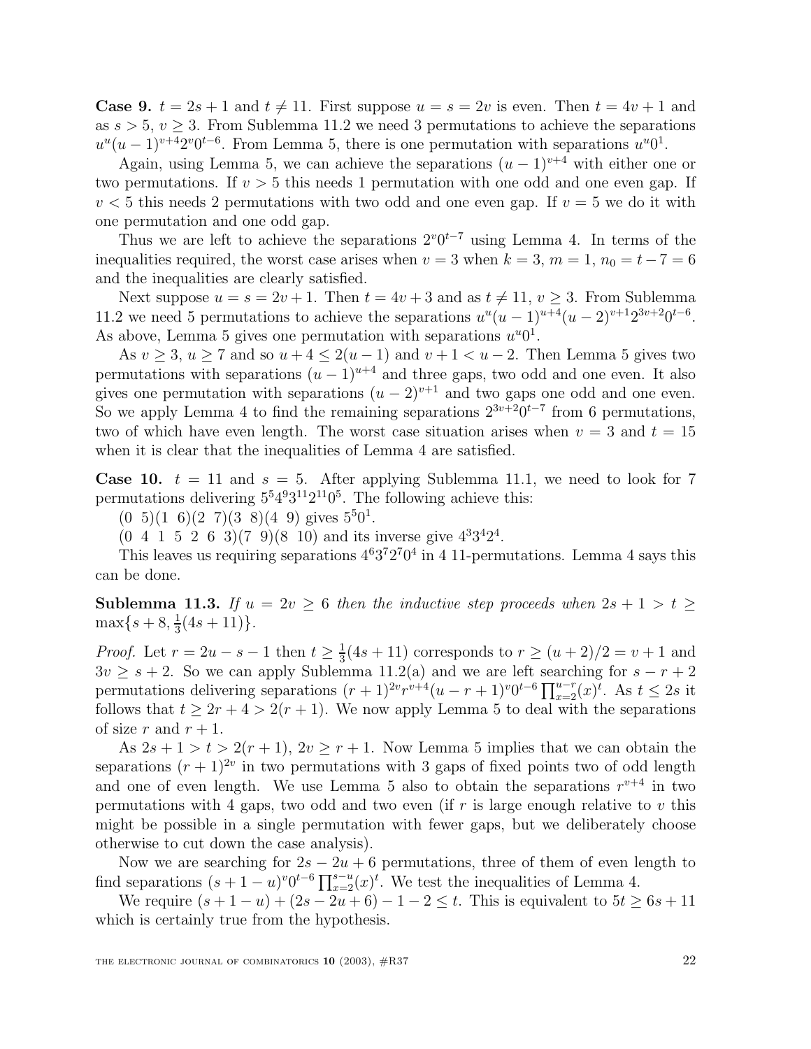**Case 9.** $t = 2s + 1$ and $t \neq 11$. First suppose $u = s = 2v$ is even. Then $t = 4v + 1$ and as $s > 5$, $v \geq 3$. From Sublemma 11.2 we need 3 permutations to achieve the separations $u^u(u-1)^{v+4}2^v0^{t-6}$. From Lemma 5, there is one permutation with separations $u^u0^1$.

Again, using Lemma 5, we can achieve the separations $(u-1)^{v+4}$ with either one or two permutations. If $v > 5$ this needs 1 permutation with one odd and one even gap. If $v < 5$ this needs 2 permutations with two odd and one even gap. If $v = 5$ we do it with one permutation and one odd gap.

Thus we are left to achieve the separations $2^v0^{t-7}$ using Lemma 4. In terms of the inequalities required, the worst case arises when $v = 3$ when $k = 3$, $m = 1$, $n_0 = t - 7 = 6$ and the inequalities are clearly satisfied.

Next suppose $u = s = 2v + 1$. Then $t = 4v + 3$ and as $t \neq 11$, $v \geq 3$. From Sublemma 11.2 we need 5 permutations to achieve the separations $u^u(u-1)^{u+4}(u-2)^{v+1}2^{3v+2}0^{t-6}$. As above, Lemma 5 gives one permutation with separations $u^u0^1$.

As $v \geq 3$, $u \geq 7$ and so $u + 4 \leq 2(u-1)$ and $v + 1 < u - 2$. Then Lemma 5 gives two permutations with separations $(u-1)^{u+4}$ and three gaps, two odd and one even. It also gives one permutation with separations $(u-2)^{v+1}$ and two gaps one odd and one even. So we apply Lemma 4 to find the remaining separations $2^{3v+2}0^{t-7}$ from 6 permutations, two of which have even length. The worst case situation arises when $v = 3$ and $t = 15$ when it is clear that the inequalities of Lemma 4 are satisfied.

**Case 10.** $t = 11$ and $s = 5$. After applying Sublemma 11.1, we need to look for 7 permutations delivering $5^54^93^{11}2^{11}0^5$. The following achieve this:

(0 5)(1 6)(2 7)(3 8)(4 9) gives $5^50^1$.

(0 4 1 5 2 6 3)(7 9)(8 10) and its inverse give $4^33^42^4$.

This leaves us requiring separations $4^63^72^70^4$ in 4 11-permutations. Lemma 4 says this can be done.

**Sublemma 11.3.** *If $u = 2v \geq 6$ then the inductive step proceeds when $2s + 1 > t \geq \max\{s + 8, \frac{1}{3}(4s + 11)\}$.*

*Proof.* Let $r = 2u - s - 1$ then $t \geq \frac{1}{3}(4s + 11)$ corresponds to $r \geq (u+2)/2 = v + 1$ and $3v \geq s + 2$. So we can apply Sublemma 11.2(a) and we are left searching for $s - r + 2$ permutations delivering separations $(r+1)^{2v}r^{v+4}(u-r+1)^v0^{t-6}\prod_{x=2}^{u-r}(x)^t$. As $t \leq 2s$ it follows that $t \geq 2r + 4 > 2(r+1)$. We now apply Lemma 5 to deal with the separations of size $r$ and $r + 1$.

As $2s + 1 > t > 2(r+1)$, $2v \geq r + 1$. Now Lemma 5 implies that we can obtain the separations $(r+1)^{2v}$ in two permutations with 3 gaps of fixed points two of odd length and one of even length. We use Lemma 5 also to obtain the separations $r^{v+4}$ in two permutations with 4 gaps, two odd and two even (if $r$ is large enough relative to $v$ this might be possible in a single permutation with fewer gaps, but we deliberately choose otherwise to cut down the case analysis).

Now we are searching for $2s - 2u + 6$ permutations, three of them of even length to find separations $(s+1-u)^v0^{t-6}\prod_{x=2}^{s-u}(x)^t$. We test the inequalities of Lemma 4.

We require $(s + 1 - u) + (2s - 2u + 6) - 1 - 2 \leq t$. This is equivalent to $5t \geq 6s + 11$ which is certainly true from the hypothesis.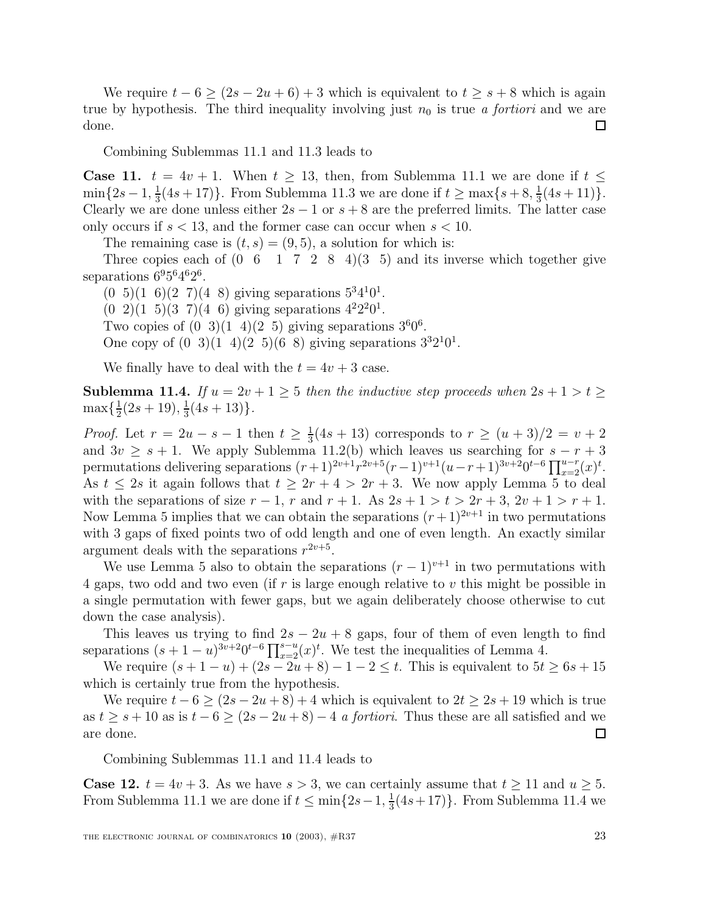We require $t - 6 \geq (2s - 2u + 6) + 3$ which is equivalent to $t \geq s + 8$ which is again true by hypothesis. The third inequality involving just $n_0$ is true *a fortiori* and we are done. □

Combining Sublemmas 11.1 and 11.3 leads to

**Case 11.** $t = 4v + 1$. When $t \geq 13$, then, from Sublemma 11.1 we are done if $t \leq \min\{2s-1, \frac{1}{3}(4s+17)\}$. From Sublemma 11.3 we are done if $t \geq \max\{s+8, \frac{1}{3}(4s+11)\}$. Clearly we are done unless either $2s-1$ or $s+8$ are the preferred limits. The latter case only occurs if $s < 13$, and the former case can occur when $s < 10$.

The remaining case is $(t, s) = (9, 5)$, a solution for which is:

Three copies each of $(0\ \ 6\ \ \ 1\ \ 7\ \ 2\ \ 8\ \ 4)(3\ \ 5)$ and its inverse which together give separations $6^9 5^6 4^6 2^6$.

$(0\ \ 5)(1\ \ 6)(2\ \ 7)(4\ \ 8)$ giving separations $5^3 4^1 0^1$.

$(0\ \ 2)(1\ \ 5)(3\ \ 7)(4\ \ 6)$ giving separations $4^2 2^2 0^1$.

Two copies of $(0\ \ 3)(1\ \ 4)(2\ \ 5)$ giving separations $3^6 0^6$.

One copy of $(0\ \ 3)(1\ \ 4)(2\ \ 5)(6\ \ 8)$ giving separations $3^3 2^1 0^1$.

We finally have to deal with the $t = 4v + 3$ case.

**Sublemma 11.4.** *If $u = 2v + 1 \geq 5$ then the inductive step proceeds when $2s + 1 > t \geq \max\{\frac{1}{2}(2s+19), \frac{1}{3}(4s+13)\}$.*

*Proof.* Let $r = 2u - s - 1$ then $t \geq \frac{1}{3}(4s+13)$ corresponds to $r \geq (u+3)/2 = v + 2$ and $3v \geq s + 1$. We apply Sublemma 11.2(b) which leaves us searching for $s - r + 3$ permutations delivering separations $(r+1)^{2v+1} r^{2v+5} (r-1)^{v+1} (u-r+1)^{3v+2} 0^{t-6} \prod_{x=2}^{u-r} (x)^t$. As $t \leq 2s$ it again follows that $t \geq 2r + 4 > 2r + 3$. We now apply Lemma 5 to deal with the separations of size $r-1$, $r$ and $r+1$. As $2s + 1 > t > 2r + 3$, $2v + 1 > r + 1$. Now Lemma 5 implies that we can obtain the separations $(r+1)^{2v+1}$ in two permutations with 3 gaps of fixed points two of odd length and one of even length. An exactly similar argument deals with the separations $r^{2v+5}$.

We use Lemma 5 also to obtain the separations $(r-1)^{v+1}$ in two permutations with 4 gaps, two odd and two even (if $r$ is large enough relative to $v$ this might be possible in a single permutation with fewer gaps, but we again deliberately choose otherwise to cut down the case analysis).

This leaves us trying to find $2s - 2u + 8$ gaps, four of them of even length to find separations $(s+1-u)^{3v+2} 0^{t-6} \prod_{x=2}^{s-u} (x)^t$. We test the inequalities of Lemma 4.

We require $(s + 1 - u) + (2s - 2u + 8) - 1 - 2 \leq t$. This is equivalent to $5t \geq 6s + 15$ which is certainly true from the hypothesis.

We require $t - 6 \geq (2s - 2u + 8) + 4$ which is equivalent to $2t \geq 2s + 19$ which is true as $t \geq s + 10$ as is $t - 6 \geq (2s - 2u + 8) - 4$ *a fortiori*. Thus these are all satisfied and we are done. □

Combining Sublemmas 11.1 and 11.4 leads to

**Case 12.** $t = 4v + 3$. As we have $s > 3$, we can certainly assume that $t \geq 11$ and $u \geq 5$. From Sublemma 11.1 we are done if $t \leq \min\{2s-1, \frac{1}{3}(4s+17)\}$. From Sublemma 11.4 we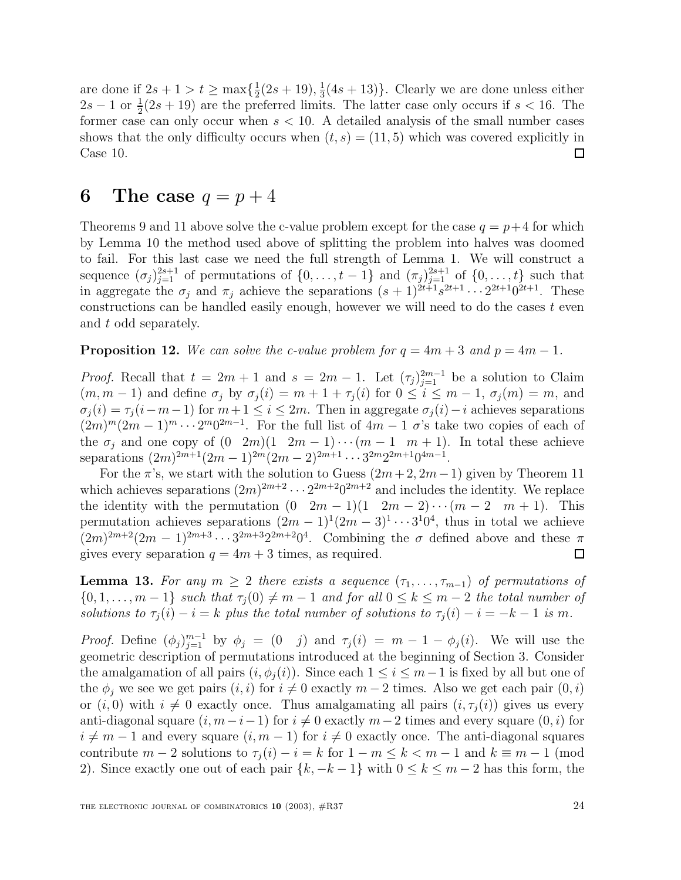are done if $2s+1 > t \geq \max\{\frac{1}{2}(2s+19), \frac{1}{3}(4s+13)\}$. Clearly we are done unless either $2s-1$ or $\frac{1}{2}(2s+19)$ are the preferred limits. The latter case only occurs if $s < 16$. The former case can only occur when $s < 10$. A detailed analysis of the small number cases shows that the only difficulty occurs when $(t,s) = (11,5)$ which was covered explicitly in Case 10. □

# 6 The case $q = p + 4$

Theorems 9 and 11 above solve the c-value problem except for the case $q = p+4$ for which by Lemma 10 the method used above of splitting the problem into halves was doomed to fail. For this last case we need the full strength of Lemma 1. We will construct a sequence $(\sigma_j)_{j=1}^{2s+1}$ of permutations of $\{0,\dots,t-1\}$ and $(\pi_j)_{j=1}^{2s+1}$ of $\{0,\dots,t\}$ such that in aggregate the $\sigma_j$ and $\pi_j$ achieve the separations $(s+1)^{2t+1}s^{2t+1}\cdots 2^{2t+1}0^{2t+1}$. These constructions can be handled easily enough, however we will need to do the cases $t$ even and $t$ odd separately.

**Proposition 12.** *We can solve the c-value problem for $q = 4m+3$ and $p = 4m-1$.*

*Proof.* Recall that $t = 2m+1$ and $s = 2m-1$. Let $(\tau_j)_{j=1}^{2m-1}$ be a solution to Claim $(m, m-1)$ and define $\sigma_j$ by $\sigma_j(i) = m+1+\tau_j(i)$ for $0 \leq i \leq m-1$, $\sigma_j(m) = m$, and $\sigma_j(i) = \tau_j(i-m-1)$ for $m+1 \leq i \leq 2m$. Then in aggregate $\sigma_j(i) - i$ achieves separations $(2m)^m(2m-1)^m \cdots 2^m 0^{2m-1}$. For the full list of $4m-1$ $\sigma$'s take two copies of each of the $\sigma_j$ and one copy of $(0\ \ 2m)(1\ \ 2m-1)\cdots(m-1\ \ m+1)$. In total these achieve separations $(2m)^{2m+1}(2m-1)^{2m}(2m-2)^{2m+1}\cdots 3^{2m}2^{2m+1}0^{4m-1}$.

For the $\pi$'s, we start with the solution to Guess $(2m+2, 2m-1)$ given by Theorem 11 which achieves separations $(2m)^{2m+2}\cdots 2^{2m+2}0^{2m+2}$ and includes the identity. We replace the identity with the permutation $(0\ \ 2m-1)(1\ \ 2m-2)\cdots(m-2\ \ m+1)$. This permutation achieves separations $(2m-1)^1(2m-3)^1\cdots 3^1 0^4$, thus in total we achieve $(2m)^{2m+2}(2m-1)^{2m+3}\cdots 3^{2m+3}2^{2m+2}0^4$. Combining the $\sigma$ defined above and these $\pi$ gives every separation $q = 4m+3$ times, as required. □

**Lemma 13.** *For any $m \geq 2$ there exists a sequence $(\tau_1,\dots,\tau_{m-1})$ of permutations of $\{0,1,\dots,m-1\}$ such that $\tau_j(0) \neq m-1$ and for all $0 \leq k \leq m-2$ the total number of solutions to $\tau_j(i) - i = k$ plus the total number of solutions to $\tau_j(i) - i = -k-1$ is $m$.*

*Proof.* Define $(\phi_j)_{j=1}^{m-1}$ by $\phi_j = (0\ \ j)$ and $\tau_j(i) = m-1-\phi_j(i)$. We will use the geometric description of permutations introduced at the beginning of Section 3. Consider the amalgamation of all pairs $(i, \phi_j(i))$. Since each $1 \leq i \leq m-1$ is fixed by all but one of the $\phi_j$ we see we get pairs $(i,i)$ for $i \neq 0$ exactly $m-2$ times. Also we get each pair $(0,i)$ or $(i,0)$ with $i \neq 0$ exactly once. Thus amalgamating all pairs $(i, \tau_j(i))$ gives us every anti-diagonal square $(i, m-i-1)$ for $i \neq 0$ exactly $m-2$ times and every square $(0,i)$ for $i \neq m-1$ and every square $(i, m-1)$ for $i \neq 0$ exactly once. The anti-diagonal squares contribute $m-2$ solutions to $\tau_j(i) - i = k$ for $1-m \leq k < m-1$ and $k \equiv m-1 \pmod 2$. Since exactly one out of each pair $\{k, -k-1\}$ with $0 \leq k \leq m-2$ has this form, the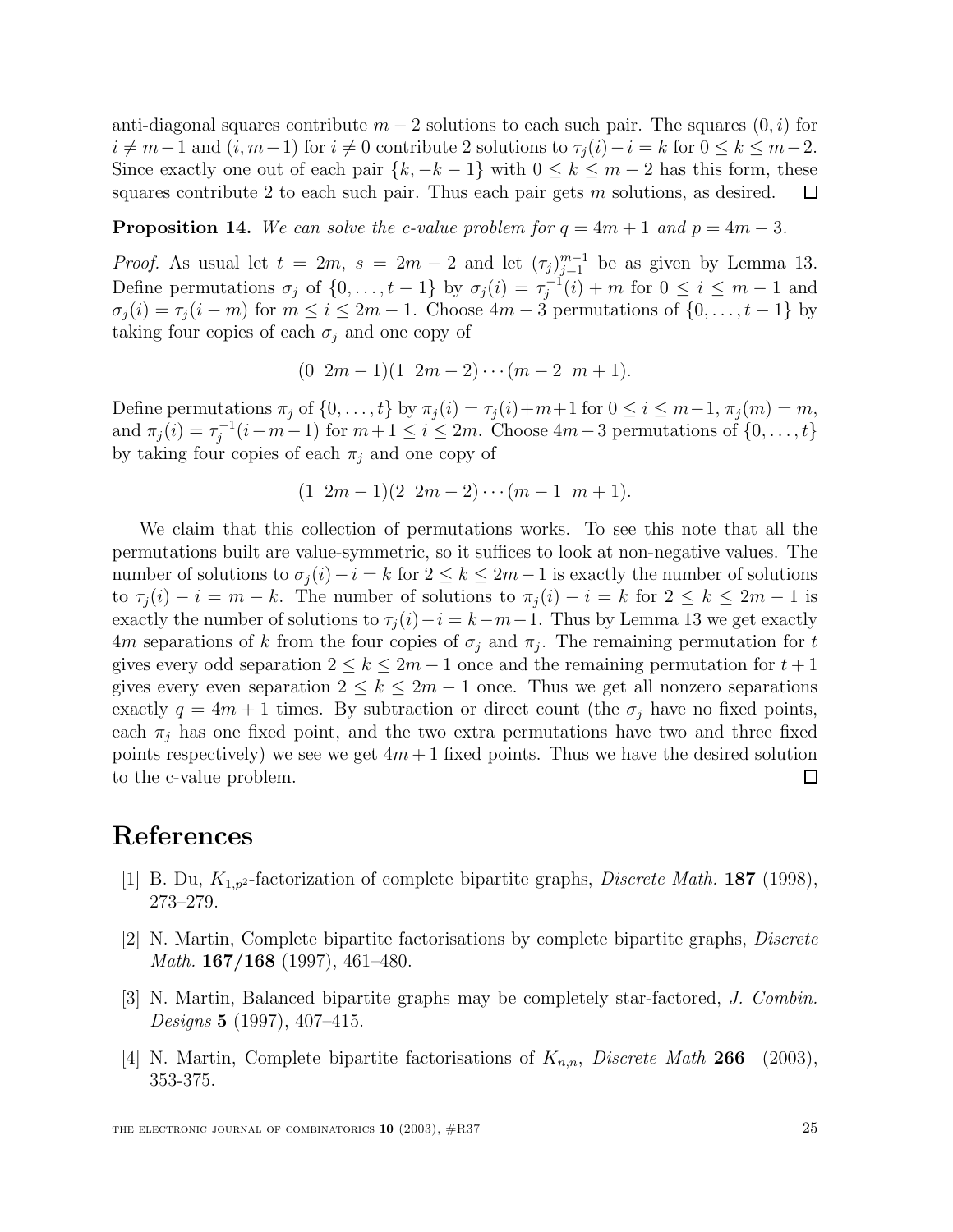anti-diagonal squares contribute $m-2$ solutions to each such pair. The squares $(0,i)$ for $i \neq m-1$ and $(i, m-1)$ for $i \neq 0$ contribute 2 solutions to $\tau_j(i) - i = k$ for $0 \leq k \leq m-2$. Since exactly one out of each pair $\{k, -k-1\}$ with $0 \leq k \leq m-2$ has this form, these squares contribute 2 to each such pair. Thus each pair gets $m$ solutions, as desired. $\square$

**Proposition 14.** *We can solve the c-value problem for $q = 4m+1$ and $p = 4m-3$.*

*Proof.* As usual let $t = 2m$, $s = 2m-2$ and let $(\tau_j)_{j=1}^{m-1}$ be as given by Lemma 13. Define permutations $\sigma_j$ of $\{0, \ldots, t-1\}$ by $\sigma_j(i) = \tau_j^{-1}(i) + m$ for $0 \leq i \leq m-1$ and $\sigma_j(i) = \tau_j(i-m)$ for $m \leq i \leq 2m-1$. Choose $4m-3$ permutations of $\{0, \ldots, t-1\}$ by taking four copies of each $\sigma_j$ and one copy of

$$(0 \;\; 2m-1)(1 \;\; 2m-2) \cdots (m-2 \;\; m+1).$$

Define permutations $\pi_j$ of $\{0, \ldots, t\}$ by $\pi_j(i) = \tau_j(i) + m + 1$ for $0 \leq i \leq m-1$, $\pi_j(m) = m$, and $\pi_j(i) = \tau_j^{-1}(i-m-1)$ for $m+1 \leq i \leq 2m$. Choose $4m-3$ permutations of $\{0, \ldots, t\}$ by taking four copies of each $\pi_j$ and one copy of

$$(1 \;\; 2m-1)(2 \;\; 2m-2) \cdots (m-1 \;\; m+1).$$

We claim that this collection of permutations works. To see this note that all the permutations built are value-symmetric, so it suffices to look at non-negative values. The number of solutions to $\sigma_j(i) - i = k$ for $2 \leq k \leq 2m-1$ is exactly the number of solutions to $\tau_j(i) - i = m-k$. The number of solutions to $\pi_j(i) - i = k$ for $2 \leq k \leq 2m-1$ is exactly the number of solutions to $\tau_j(i) - i = k-m-1$. Thus by Lemma 13 we get exactly $4m$ separations of $k$ from the four copies of $\sigma_j$ and $\pi_j$. The remaining permutation for $t$ gives every odd separation $2 \leq k \leq 2m-1$ once and the remaining permutation for $t+1$ gives every even separation $2 \leq k \leq 2m-1$ once. Thus we get all nonzero separations exactly $q = 4m+1$ times. By subtraction or direct count (the $\sigma_j$ have no fixed points, each $\pi_j$ has one fixed point, and the two extra permutations have two and three fixed points respectively) we see we get $4m+1$ fixed points. Thus we have the desired solution to the c-value problem. $\square$

# References

[1] B. Du, $K_{1,p^2}$-factorization of complete bipartite graphs, *Discrete Math.* **187** (1998), 273–279.

[2] N. Martin, Complete bipartite factorisations by complete bipartite graphs, *Discrete Math.* **167/168** (1997), 461–480.

[3] N. Martin, Balanced bipartite graphs may be completely star-factored, *J. Combin. Designs* **5** (1997), 407–415.

[4] N. Martin, Complete bipartite factorisations of $K_{n,n}$, *Discrete Math* **266** (2003), 353-375.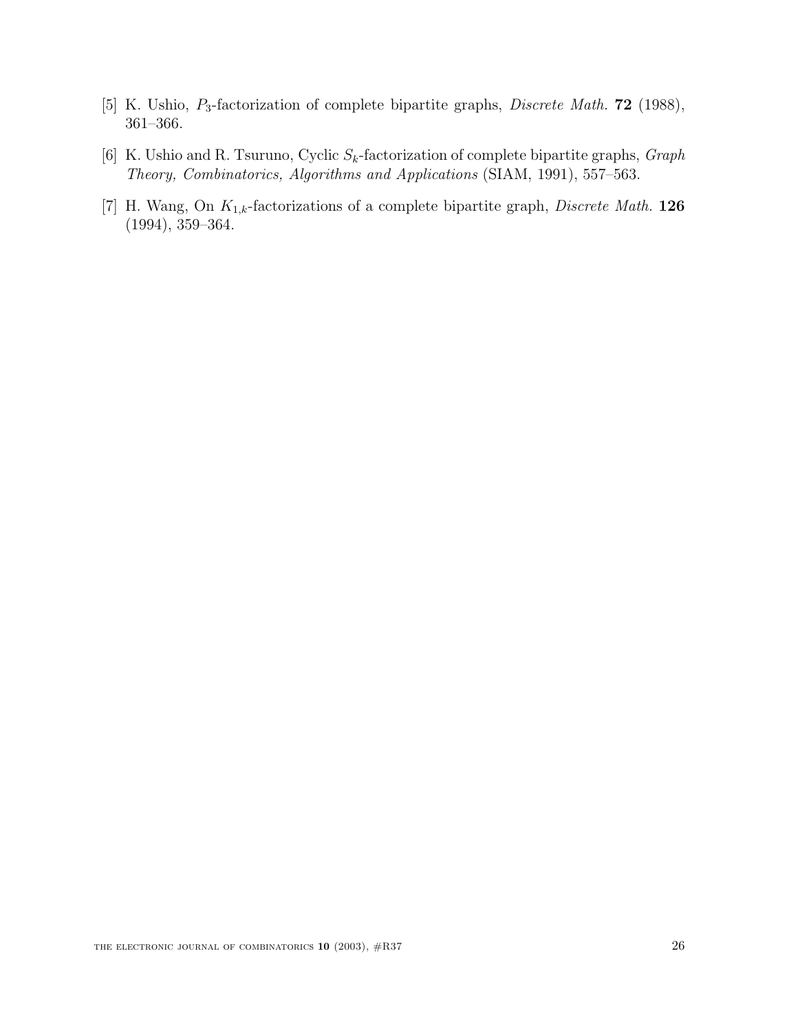[5] K. Ushio, $P_3$-factorization of complete bipartite graphs, *Discrete Math.* **72** (1988), 361–366.

[6] K. Ushio and R. Tsuruno, Cyclic $S_k$-factorization of complete bipartite graphs, *Graph Theory, Combinatorics, Algorithms and Applications* (SIAM, 1991), 557–563.

[7] H. Wang, On $K_{1,k}$-factorizations of a complete bipartite graph, *Discrete Math.* **126** (1994), 359–364.